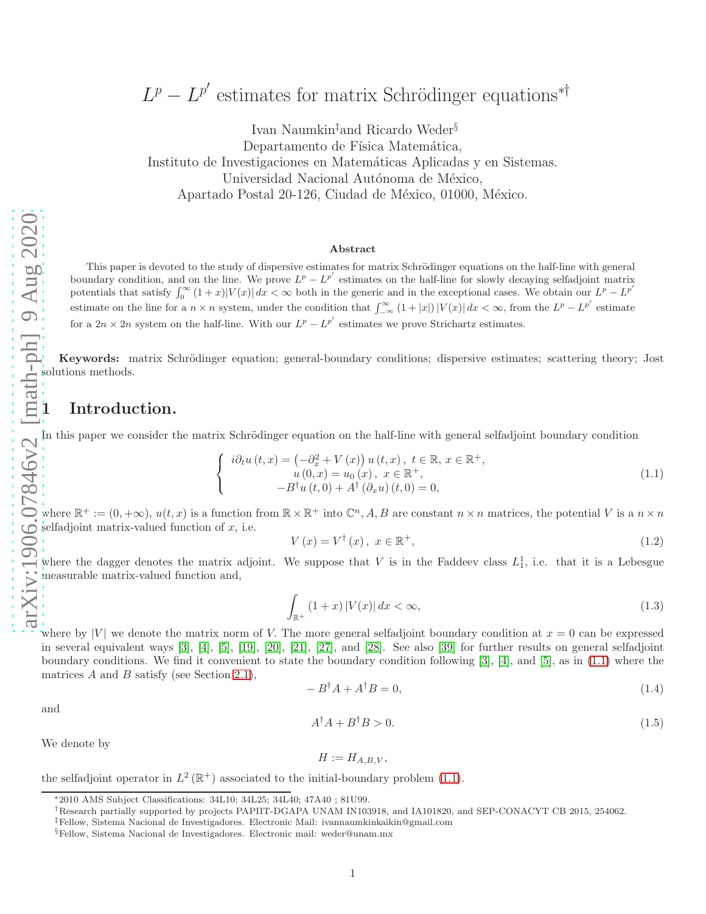# $L^p - L^{p'}$ estimates for matrix Schrödinger equations*†

Ivan Naumkin‡ and Ricardo Weder§

Departamento de Física Matemática,
Instituto de Investigaciones en Matemáticas Aplicadas y en Sistemas.
Universidad Nacional Autónoma de México,
Apartado Postal 20-126, Ciudad de México, 01000, México.

## Abstract

This paper is devoted to the study of dispersive estimates for matrix Schrödinger equations on the half-line with general boundary condition, and on the line. We prove $L^p - L^{p'}$ estimates on the half-line for slowly decaying selfadjoint matrix potentials that satisfy $\int_0^\infty (1+x)|V(x)|\,dx < \infty$ both in the generic and in the exceptional cases. We obtain our $L^p - L^{p'}$ estimate on the line for a $n \times n$ system, under the condition that $\int_{-\infty}^{\infty} (1+|x|)\,|V(x)|\,dx < \infty$, from the $L^p - L^{p'}$ estimate for a $2n \times 2n$ system on the half-line. With our $L^p - L^{p'}$ estimates we prove Strichartz estimates.

**Keywords:** matrix Schrödinger equation; general-boundary conditions; dispersive estimates; scattering theory; Jost solutions methods.

## 1 Introduction.

In this paper we consider the matrix Schrödinger equation on the half-line with general selfadjoint boundary condition

$$
\begin{cases}
i\partial_t u(t,x) = \left(-\partial_x^2 + V(x)\right) u(t,x), \ t \in \mathbb{R}, \ x \in \mathbb{R}^+, \\
u(0,x) = u_0(x), \ x \in \mathbb{R}^+, \\
-B^\dagger u(t,0) + A^\dagger (\partial_x u)(t,0) = 0,
\end{cases} \tag{1.1}
$$

where $\mathbb{R}^+ := (0, +\infty)$, $u(t,x)$ is a function from $\mathbb{R} \times \mathbb{R}^+$ into $\mathbb{C}^n$, $A, B$ are constant $n \times n$ matrices, the potential $V$ is a $n \times n$ selfadjoint matrix-valued function of $x$, i.e.

$$
V(x) = V^\dagger(x), \ x \in \mathbb{R}^+, \tag{1.2}
$$

where the dagger denotes the matrix adjoint. We suppose that $V$ is in the Faddeev class $L_1^1$, i.e. that it is a Lebesgue measurable matrix-valued function and,

$$
\int_{\mathbb{R}^+} (1+x)\,|V(x)|\,dx < \infty, \tag{1.3}
$$

where by $|V|$ we denote the matrix norm of $V$. The more general selfadjoint boundary condition at $x = 0$ can be expressed in several equivalent ways [3], [4], [5], [19], [20], [21], [27], and [28]. See also [39] for further results on general selfadjoint boundary conditions. We find it convenient to state the boundary condition following [3], [4], and [5], as in (1.1) where the matrices $A$ and $B$ satisfy (see Section 2.1),

$$
-B^\dagger A + A^\dagger B = 0, \tag{1.4}
$$

and

$$
A^\dagger A + B^\dagger B > 0. \tag{1.5}
$$

We denote by

$$
H := H_{A,B,V},
$$

the selfadjoint operator in $L^2(\mathbb{R}^+)$ associated to the initial-boundary problem (1.1).

---

*2010 AMS Subject Classifications: 34L10; 34L25; 34L40; 47A40 ; 81U99.

†Research partially supported by projects PAPIIT-DGAPA UNAM IN103918, and IA101820, and SEP-CONACYT CB 2015, 254062.

‡Fellow, Sistema Nacional de Investigadores. Electronic Mail: ivannaumkinkaikin@gmail.com

§Fellow, Sistema Nacional de Investigadores. Electronic mail: weder@unam.mx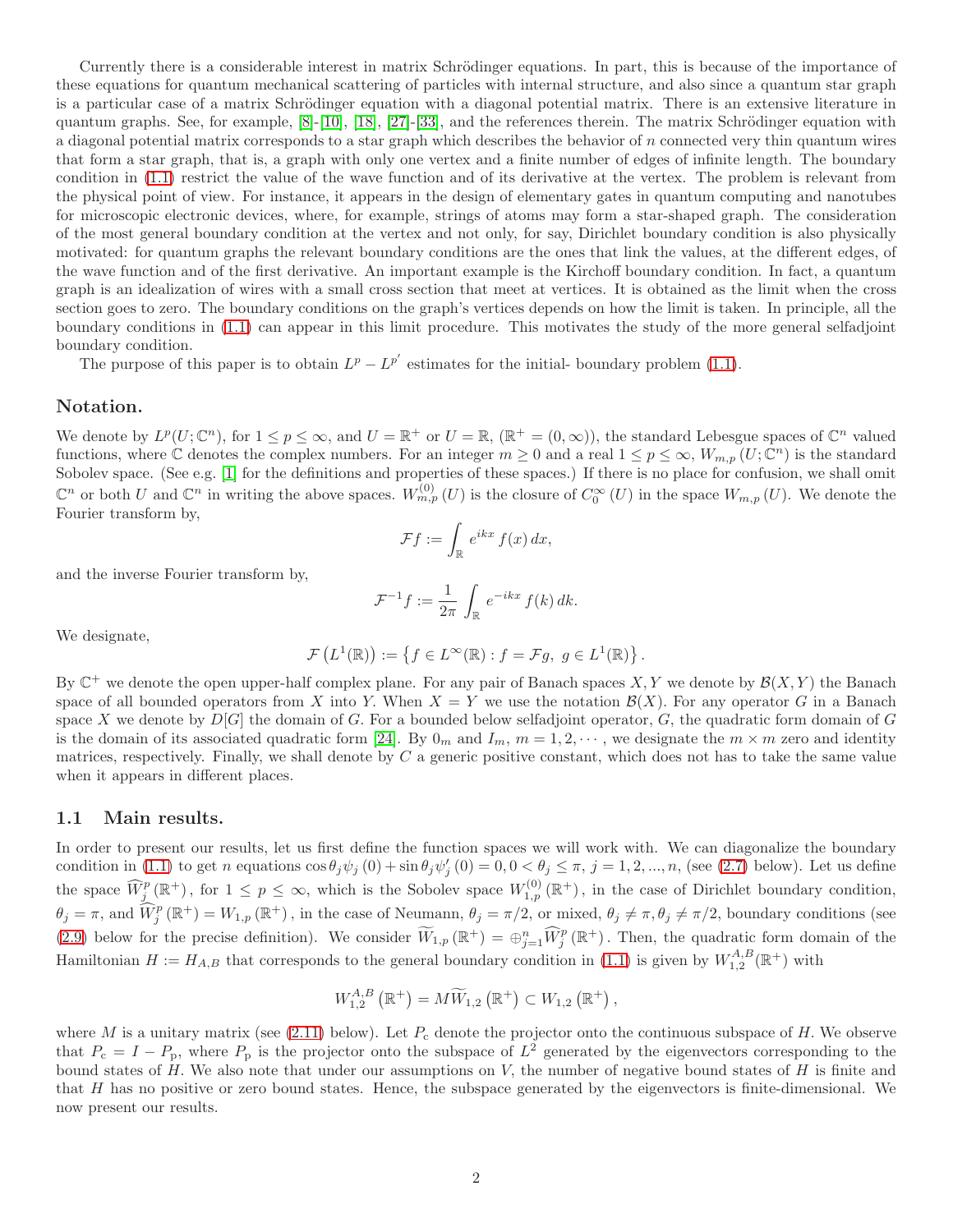Currently there is a considerable interest in matrix Schrödinger equations. In part, this is because of the importance of these equations for quantum mechanical scattering of particles with internal structure, and also since a quantum star graph is a particular case of a matrix Schrödinger equation with a diagonal potential matrix. There is an extensive literature in quantum graphs. See, for example, [8]-[10], [18], [27]-[33], and the references therein. The matrix Schrödinger equation with a diagonal potential matrix corresponds to a star graph which describes the behavior of $n$ connected very thin quantum wires that form a star graph, that is, a graph with only one vertex and a finite number of edges of infinite length. The boundary condition in (1.1) restrict the value of the wave function and of its derivative at the vertex. The problem is relevant from the physical point of view. For instance, it appears in the design of elementary gates in quantum computing and nanotubes for microscopic electronic devices, where, for example, strings of atoms may form a star-shaped graph. The consideration of the most general boundary condition at the vertex and not only, for say, Dirichlet boundary condition is also physically motivated: for quantum graphs the relevant boundary conditions are the ones that link the values, at the different edges, of the wave function and of the first derivative. An important example is the Kirchoff boundary condition. In fact, a quantum graph is an idealization of wires with a small cross section that meet at vertices. It is obtained as the limit when the cross section goes to zero. The boundary conditions on the graph's vertices depends on how the limit is taken. In principle, all the boundary conditions in (1.1) can appear in this limit procedure. This motivates the study of the more general selfadjoint boundary condition.

The purpose of this paper is to obtain $L^p - L^{p'}$ estimates for the initial- boundary problem (1.1).

## Notation.

We denote by $L^p(U;\mathbb{C}^n)$, for $1 \leq p \leq \infty$, and $U = \mathbb{R}^+$ or $U = \mathbb{R}$, ($\mathbb{R}^+ = (0,\infty)$), the standard Lebesgue spaces of $\mathbb{C}^n$ valued functions, where $\mathbb{C}$ denotes the complex numbers. For an integer $m \geq 0$ and a real $1 \leq p \leq \infty$, $W_{m,p}(U;\mathbb{C}^n)$ is the standard Sobolev space. (See e.g. [1] for the definitions and properties of these spaces.) If there is no place for confusion, we shall omit $\mathbb{C}^n$ or both $U$ and $\mathbb{C}^n$ in writing the above spaces. $W_{m,p}^{(0)}(U)$ is the closure of $C_0^\infty(U)$ in the space $W_{m,p}(U)$. We denote the Fourier transform by,

$$\mathcal{F}f := \int_{\mathbb{R}} e^{ikx} f(x)\, dx,$$

and the inverse Fourier transform by,

$$\mathcal{F}^{-1}f := \frac{1}{2\pi} \int_{\mathbb{R}} e^{-ikx} f(k)\, dk.$$

We designate,

$$\mathcal{F}\left(L^1(\mathbb{R})\right) := \left\{ f \in L^\infty(\mathbb{R}) : f = \mathcal{F}g,\ g \in L^1(\mathbb{R}) \right\}.$$

By $\mathbb{C}^+$ we denote the open upper-half complex plane. For any pair of Banach spaces $X, Y$ we denote by $\mathcal{B}(X,Y)$ the Banach space of all bounded operators from $X$ into $Y$. When $X = Y$ we use the notation $\mathcal{B}(X)$. For any operator $G$ in a Banach space $X$ we denote by $D[G]$ the domain of $G$. For a bounded below selfadjoint operator, $G$, the quadratic form domain of $G$ is the domain of its associated quadratic form [24]. By $0_m$ and $I_m$, $m = 1, 2, \cdots$, we designate the $m \times m$ zero and identity matrices, respectively. Finally, we shall denote by $C$ a generic positive constant, which does not has to take the same value when it appears in different places.

### 1.1 Main results.

In order to present our results, let us first define the function spaces we will work with. We can diagonalize the boundary condition in (1.1) to get $n$ equations $\cos\theta_j \psi_j(0) + \sin\theta_j \psi_j'(0) = 0, 0 < \theta_j \leq \pi$, $j = 1, 2, ..., n$, (see (2.7) below). Let us define the space $\widehat{W}_j^p(\mathbb{R}^+)$, for $1 \leq p \leq \infty$, which is the Sobolev space $W_{1,p}^{(0)}(\mathbb{R}^+)$, in the case of Dirichlet boundary condition, $\theta_j = \pi$, and $\widehat{W}_j^p(\mathbb{R}^+) = W_{1,p}(\mathbb{R}^+)$, in the case of Neumann, $\theta_j = \pi/2$, or mixed, $\theta_j \neq \pi, \theta_j \neq \pi/2$, boundary conditions (see (2.9) below for the precise definition). We consider $\widetilde{W}_{1,p}(\mathbb{R}^+) = \oplus_{j=1}^n \widehat{W}_j^p(\mathbb{R}^+)$. Then, the quadratic form domain of the Hamiltonian $H := H_{A,B}$ that corresponds to the general boundary condition in (1.1) is given by $W_{1,2}^{A,B}(\mathbb{R}^+)$ with

$$W_{1,2}^{A,B}(\mathbb{R}^+) = M\widetilde{W}_{1,2}(\mathbb{R}^+) \subset W_{1,2}(\mathbb{R}^+),$$

where $M$ is a unitary matrix (see (2.11) below). Let $P_{\rm c}$ denote the projector onto the continuous subspace of $H$. We observe that $P_{\rm c} = I - P_{\rm p}$, where $P_{\rm p}$ is the projector onto the subspace of $L^2$ generated by the eigenvectors corresponding to the bound states of $H$. We also note that under our assumptions on $V$, the number of negative bound states of $H$ is finite and that $H$ has no positive or zero bound states. Hence, the subspace generated by the eigenvectors is finite-dimensional. We now present our results.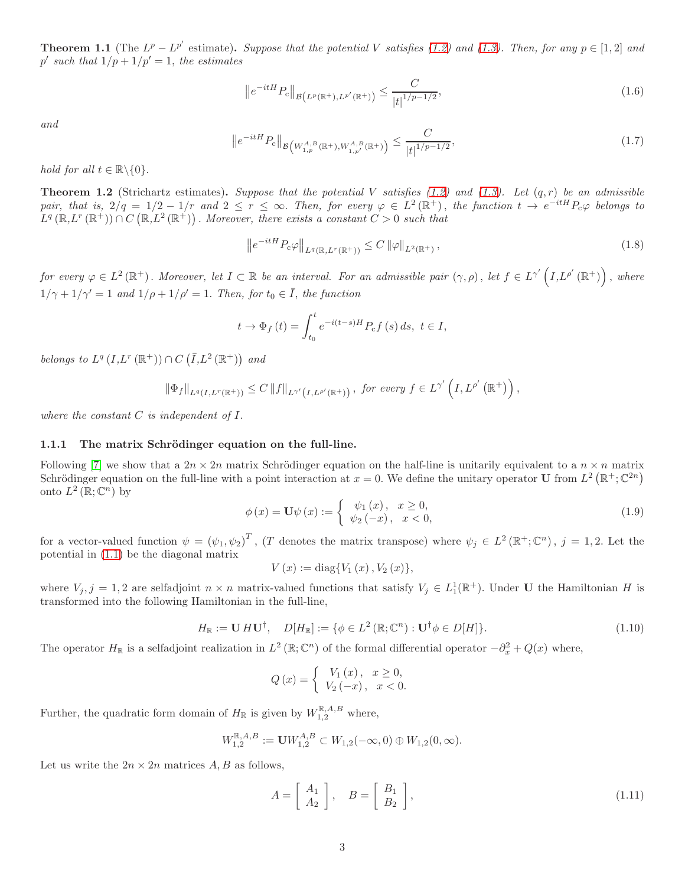**Theorem 1.1** (The $L^p - L^{p'}$ estimate)**.** *Suppose that the potential $V$ satisfies (1.2) and (1.3). Then, for any $p \in [1,2]$ and $p'$ such that $1/p + 1/p' = 1$, the estimates*

$$\left\| e^{-itH} P_{\mathrm{c}} \right\|_{\mathcal{B}\left(L^p(\mathbb{R}^+), L^{p'}(\mathbb{R}^+)\right)} \leq \frac{C}{|t|^{1/p - 1/2}}, \tag{1.6}$$

*and*

$$\left\| e^{-itH} P_{\mathrm{c}} \right\|_{\mathcal{B}\left(W_{1,p}^{A,B}(\mathbb{R}^+), W_{1,p'}^{A,B}(\mathbb{R}^+)\right)} \leq \frac{C}{|t|^{1/p - 1/2}}, \tag{1.7}$$

*hold for all $t \in \mathbb{R} \backslash \{0\}$.*

**Theorem 1.2** (Strichartz estimates)**.** *Suppose that the potential $V$ satisfies (1.2) and (1.3). Let $(q,r)$ be an admissible pair, that is, $2/q = 1/2 - 1/r$ and $2 \leq r \leq \infty$. Then, for every $\varphi \in L^2(\mathbb{R}^+)$, the function $t \to e^{-itH} P_{\mathrm{c}} \varphi$ belongs to $L^q(\mathbb{R}, L^r(\mathbb{R}^+)) \cap C(\mathbb{R}, L^2(\mathbb{R}^+))$. Moreover, there exists a constant $C > 0$ such that*

$$\left\| e^{-itH} P_{\mathrm{c}} \varphi \right\|_{L^q(\mathbb{R}, L^r(\mathbb{R}^+))} \leq C \left\| \varphi \right\|_{L^2(\mathbb{R}^+)}, \tag{1.8}$$

*for every $\varphi \in L^2(\mathbb{R}^+)$. Moreover, let $I \subset \mathbb{R}$ be an interval. For an admissible pair $(\gamma, \rho)$, let $f \in L^{\gamma'}\left(I, L^{\rho'}(\mathbb{R}^+)\right)$, where $1/\gamma + 1/\gamma' = 1$ and $1/\rho + 1/\rho' = 1$. Then, for $t_0 \in \bar{I}$, the function*

$$t \to \Phi_f(t) = \int_{t_0}^{t} e^{-i(t-s)H} P_{\mathrm{c}} f(s)\, ds,\ t \in I,$$

*belongs to $L^q(I, L^r(\mathbb{R}^+)) \cap C\left(\bar{I}, L^2(\mathbb{R}^+)\right)$ and*

$$\left\| \Phi_f \right\|_{L^q(I, L^r(\mathbb{R}^+))} \leq C \left\| f \right\|_{L^{\gamma'}\left(I, L^{\rho'}(\mathbb{R}^+)\right)},\ \text{for every } f \in L^{\gamma'}\left(I, L^{\rho'}(\mathbb{R}^+)\right),$$

*where the constant $C$ is independent of $I$.*

### 1.1.1 The matrix Schrödinger equation on the full-line.

Following [7] we show that a $2n \times 2n$ matrix Schrödinger equation on the half-line is unitarily equivalent to a $n \times n$ matrix Schrödinger equation on the full-line with a point interaction at $x = 0$. We define the unitary operator $\mathbf{U}$ from $L^2\left(\mathbb{R}^+; \mathbb{C}^{2n}\right)$ onto $L^2\left(\mathbb{R}; \mathbb{C}^n\right)$ by

$$\phi(x) = \mathbf{U}\psi(x) := \begin{cases} \psi_1(x), & x \geq 0, \\ \psi_2(-x), & x < 0, \end{cases} \tag{1.9}$$

for a vector-valued function $\psi = (\psi_1, \psi_2)^T$, ($T$ denotes the matrix transpose) where $\psi_j \in L^2\left(\mathbb{R}^+; \mathbb{C}^n\right)$, $j = 1, 2$. Let the potential in (1.1) be the diagonal matrix

$$V(x) := \operatorname{diag}\{V_1(x), V_2(x)\},$$

where $V_j, j = 1, 2$ are selfadjoint $n \times n$ matrix-valued functions that satisfy $V_j \in L_1^1(\mathbb{R}^+)$. Under $\mathbf{U}$ the Hamiltonian $H$ is transformed into the following Hamiltonian in the full-line,

$$H_{\mathbb{R}} := \mathbf{U}\, H \mathbf{U}^{\dagger}, \quad D[H_{\mathbb{R}}] := \{\phi \in L^2\left(\mathbb{R}; \mathbb{C}^n\right) : \mathbf{U}^{\dagger}\phi \in D[H]\}. \tag{1.10}$$

The operator $H_{\mathbb{R}}$ is a selfadjoint realization in $L^2\left(\mathbb{R}; \mathbb{C}^n\right)$ of the formal differential operator $-\partial_x^2 + Q(x)$ where,

$$Q(x) = \begin{cases} V_1(x), & x \geq 0, \\ V_2(-x), & x < 0. \end{cases}$$

Further, the quadratic form domain of $H_{\mathbb{R}}$ is given by $W_{1,2}^{\mathbb{R},A,B}$ where,

$$W_{1,2}^{\mathbb{R},A,B} := \mathbf{U} W_{1,2}^{A,B} \subset W_{1,2}(-\infty, 0) \oplus W_{1,2}(0, \infty).$$

Let us write the $2n \times 2n$ matrices $A, B$ as follows,

$$A = \begin{bmatrix} A_1 \\ A_2 \end{bmatrix}, \quad B = \begin{bmatrix} B_1 \\ B_2 \end{bmatrix}, \tag{1.11}$$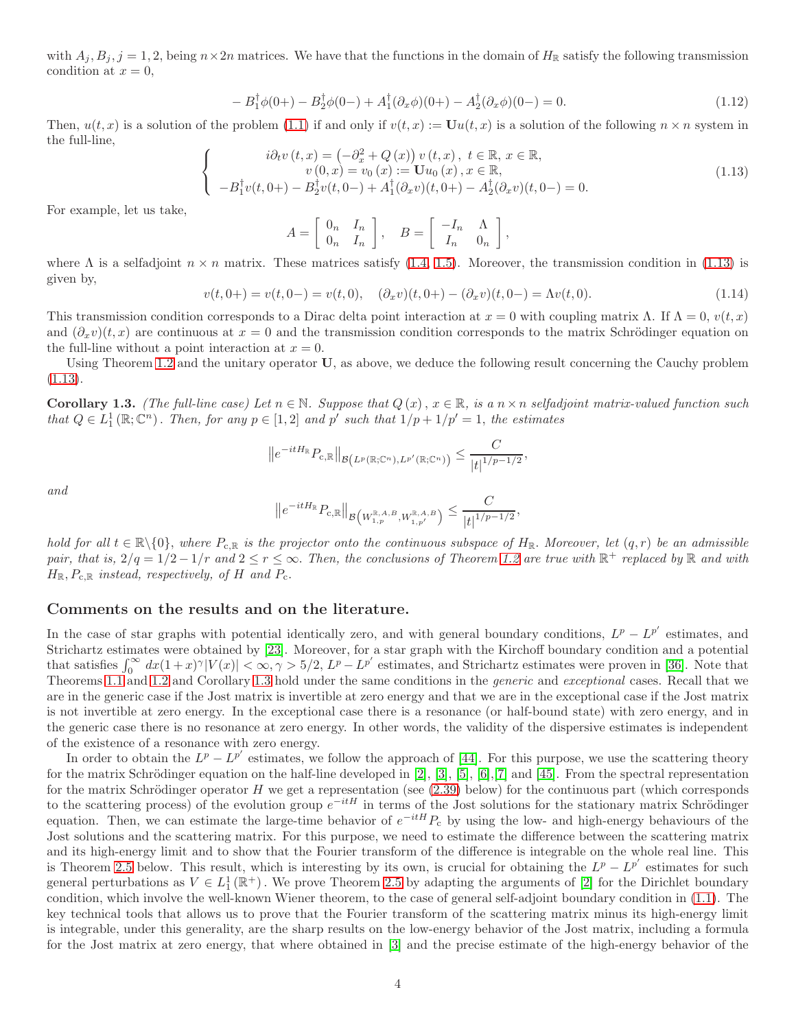with $A_j, B_j, j = 1, 2$, being $n \times 2n$ matrices. We have that the functions in the domain of $H_{\mathbb{R}}$ satisfy the following transmission condition at $x = 0$,

$$
-B_1^\dagger \phi(0+) - B_2^\dagger \phi(0-) + A_1^\dagger (\partial_x \phi)(0+) - A_2^\dagger (\partial_x \phi)(0-) = 0. \tag{1.12}
$$

Then, $u(t,x)$ is a solution of the problem (1.1) if and only if $v(t,x) := \mathbf{U}u(t,x)$ is a solution of the following $n \times n$ system in the full-line,

$$
\begin{cases}
i\partial_t v(t,x) = \left(-\partial_x^2 + Q(x)\right) v(t,x), \ t \in \mathbb{R}, \ x \in \mathbb{R}, \\
v(0,x) = v_0(x) := \mathbf{U}u_0(x), x \in \mathbb{R}, \\
-B_1^\dagger v(t,0+) - B_2^\dagger v(t,0-) + A_1^\dagger (\partial_x v)(t,0+) - A_2^\dagger (\partial_x v)(t,0-) = 0.
\end{cases} \tag{1.13}
$$

For example, let us take,

$$
A = \begin{bmatrix} 0_n & I_n \\ 0_n & I_n \end{bmatrix}, \quad B = \begin{bmatrix} -I_n & \Lambda \\ I_n & 0_n \end{bmatrix},
$$

where $\Lambda$ is a selfadjoint $n \times n$ matrix. These matrices satisfy (1.4, 1.5). Moreover, the transmission condition in (1.13) is given by,

$$
v(t,0+) = v(t,0-) = v(t,0), \quad (\partial_x v)(t,0+) - (\partial_x v)(t,0-) = \Lambda v(t,0). \tag{1.14}
$$

This transmission condition corresponds to a Dirac delta point interaction at $x = 0$ with coupling matrix $\Lambda$. If $\Lambda = 0$, $v(t,x)$ and $(\partial_x v)(t,x)$ are continuous at $x = 0$ and the transmission condition corresponds to the matrix Schrödinger equation on the full-line without a point interaction at $x = 0$.

Using Theorem 1.2 and the unitary operator $\mathbf{U}$, as above, we deduce the following result concerning the Cauchy problem (1.13).

**Corollary 1.3.** *(The full-line case) Let $n \in \mathbb{N}$. Suppose that $Q(x)$, $x \in \mathbb{R}$, is a $n \times n$ selfadjoint matrix-valued function such that $Q \in L^1_1(\mathbb{R}; \mathbb{C}^n)$. Then, for any $p \in [1,2]$ and $p'$ such that $1/p + 1/p' = 1$, the estimates*

$$
\left\| e^{-itH_{\mathbb{R}}} P_{\mathrm{c},\mathbb{R}} \right\|_{\mathcal{B}\left(L^p(\mathbb{R};\mathbb{C}^n), L^{p'}(\mathbb{R};\mathbb{C}^n)\right)} \leq \frac{C}{|t|^{1/p - 1/2}},
$$

*and*

$$
\left\| e^{-itH_{\mathbb{R}}} P_{\mathrm{c},\mathbb{R}} \right\|_{\mathcal{B}\left(W_{1,p}^{\mathbb{R},A,B}, W_{1,p'}^{\mathbb{R},A,B}\right)} \leq \frac{C}{|t|^{1/p - 1/2}},
$$

*hold for all $t \in \mathbb{R}\backslash\{0\}$, where $P_{\mathrm{c},\mathbb{R}}$ is the projector onto the continuous subspace of $H_{\mathbb{R}}$. Moreover, let $(q,r)$ be an admissible pair, that is, $2/q = 1/2 - 1/r$ and $2 \leq r \leq \infty$. Then, the conclusions of Theorem 1.2 are true with $\mathbb{R}^+$ replaced by $\mathbb{R}$ and with $H_{\mathbb{R}}, P_{\mathrm{c},\mathbb{R}}$ instead, respectively, of $H$ and $P_{\mathrm{c}}$.*

## Comments on the results and on the literature.

In the case of star graphs with potential identically zero, and with general boundary conditions, $L^p - L^{p'}$ estimates, and Strichartz estimates were obtained by [23]. Moreover, for a star graph with the Kirchoff boundary condition and a potential that satisfies $\int_0^\infty dx(1+x)^\gamma |V(x)| < \infty, \gamma > 5/2$, $L^p - L^{p'}$ estimates, and Strichartz estimates were proven in [36]. Note that Theorems 1.1 and 1.2 and Corollary 1.3 hold under the same conditions in the *generic* and *exceptional* cases. Recall that we are in the generic case if the Jost matrix is invertible at zero energy and that we are in the exceptional case if the Jost matrix is not invertible at zero energy. In the exceptional case there is a resonance (or half-bound state) with zero energy, and in the generic case there is no resonance at zero energy. In other words, the validity of the dispersive estimates is independent of the existence of a resonance with zero energy.

In order to obtain the $L^p - L^{p'}$ estimates, we follow the approach of [44]. For this purpose, we use the scattering theory for the matrix Schrödinger equation on the half-line developed in [2], [3], [5], [6], [7] and [45]. From the spectral representation for the matrix Schrödinger operator $H$ we get a representation (see (2.39) below) for the continuous part (which corresponds to the scattering process) of the evolution group $e^{-itH}$ in terms of the Jost solutions for the stationary matrix Schrödinger equation. Then, we can estimate the large-time behavior of $e^{-itH} P_{\mathrm{c}}$ by using the low- and high-energy behaviours of the Jost solutions and the scattering matrix. For this purpose, we need to estimate the difference between the scattering matrix and its high-energy limit and to show that the Fourier transform of the difference is integrable on the whole real line. This is Theorem 2.5 below. This result, which is interesting by its own, is crucial for obtaining the $L^p - L^{p'}$ estimates for such general perturbations as $V \in L^1_1(\mathbb{R}^+)$. We prove Theorem 2.5 by adapting the arguments of [2] for the Dirichlet boundary condition, which involve the well-known Wiener theorem, to the case of general self-adjoint boundary condition in (1.1). The key technical tools that allows us to prove that the Fourier transform of the scattering matrix minus its high-energy limit is integrable, under this generality, are the sharp results on the low-energy behavior of the Jost matrix, including a formula for the Jost matrix at zero energy, that where obtained in [3] and the precise estimate of the high-energy behavior of the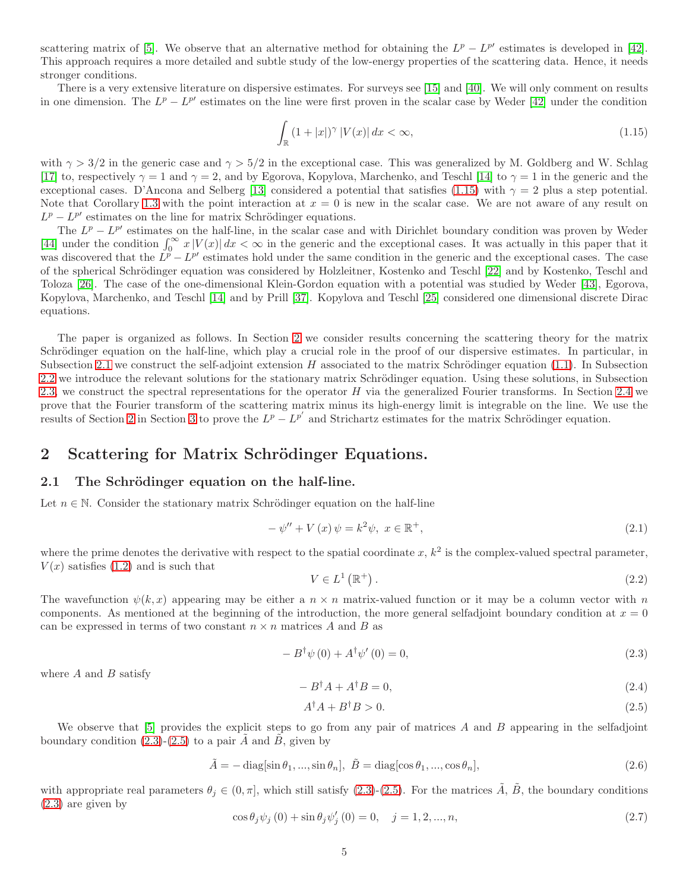scattering matrix of [5]. We observe that an alternative method for obtaining the $L^p - L^{p'}$ estimates is developed in [42]. This approach requires a more detailed and subtle study of the low-energy properties of the scattering data. Hence, it needs stronger conditions.

There is a very extensive literature on dispersive estimates. For surveys see [15] and [40]. We will only comment on results in one dimension. The $L^p - L^{p'}$ estimates on the line were first proven in the scalar case by Weder [42] under the condition

$$\int_{\mathbb{R}} (1+|x|)^{\gamma} |V(x)| \, dx < \infty, \tag{1.15}$$

with $\gamma > 3/2$ in the generic case and $\gamma > 5/2$ in the exceptional case. This was generalized by M. Goldberg and W. Schlag [17] to, respectively $\gamma = 1$ and $\gamma = 2$, and by Egorova, Kopylova, Marchenko, and Teschl [14] to $\gamma = 1$ in the generic and the exceptional cases. D'Ancona and Selberg [13] considered a potential that satisfies (1.15) with $\gamma = 2$ plus a step potential. Note that Corollary 1.3 with the point interaction at $x = 0$ is new in the scalar case. We are not aware of any result on $L^p - L^{p'}$ estimates on the line for matrix Schrödinger equations.

The $L^p - L^{p'}$ estimates on the half-line, in the scalar case and with Dirichlet boundary condition was proven by Weder [44] under the condition $\int_0^\infty x\,|V(x)|\,dx < \infty$ in the generic and the exceptional cases. It was actually in this paper that it was discovered that the $L^p - L^{p'}$ estimates hold under the same condition in the generic and the exceptional cases. The case of the spherical Schrödinger equation was considered by Holzleitner, Kostenko and Teschl [22] and by Kostenko, Teschl and Toloza [26]. The case of the one-dimensional Klein-Gordon equation with a potential was studied by Weder [43], Egorova, Kopylova, Marchenko, and Teschl [14] and by Prill [37]. Kopylova and Teschl [25] considered one dimensional discrete Dirac equations.

The paper is organized as follows. In Section 2 we consider results concerning the scattering theory for the matrix Schrödinger equation on the half-line, which play a crucial role in the proof of our dispersive estimates. In particular, in Subsection 2.1 we construct the self-adjoint extension $H$ associated to the matrix Schrödinger equation (1.1). In Subsection 2.2 we introduce the relevant solutions for the stationary matrix Schrödinger equation. Using these solutions, in Subsection 2.3, we construct the spectral representations for the operator $H$ via the generalized Fourier transforms. In Section 2.4 we prove that the Fourier transform of the scattering matrix minus its high-energy limit is integrable on the line. We use the results of Section 2 in Section 3 to prove the $L^p - L^{p'}$ and Strichartz estimates for the matrix Schrödinger equation.

# 2 Scattering for Matrix Schrödinger Equations.

## 2.1 The Schrödinger equation on the half-line.

Let $n \in \mathbb{N}$. Consider the stationary matrix Schrödinger equation on the half-line

$$-\psi'' + V(x)\,\psi = k^2 \psi, \; x \in \mathbb{R}^+, \tag{2.1}$$

where the prime denotes the derivative with respect to the spatial coordinate $x$, $k^2$ is the complex-valued spectral parameter, $V(x)$ satisfies (1.2) and is such that

$$V \in L^1(\mathbb{R}^+). \tag{2.2}$$

The wavefunction $\psi(k,x)$ appearing may be either a $n \times n$ matrix-valued function or it may be a column vector with $n$ components. As mentioned at the beginning of the introduction, the more general selfadjoint boundary condition at $x = 0$ can be expressed in terms of two constant $n \times n$ matrices $A$ and $B$ as

$$-B^{\dagger}\psi(0) + A^{\dagger}\psi'(0) = 0, \tag{2.3}$$

where $A$ and $B$ satisfy

$$-B^{\dagger}A + A^{\dagger}B = 0, \tag{2.4}$$

$$A^{\dagger}A + B^{\dagger}B > 0. \tag{2.5}$$

We observe that [5] provides the explicit steps to go from any pair of matrices $A$ and $B$ appearing in the selfadjoint boundary condition (2.3)-(2.5) to a pair $\tilde{A}$ and $\tilde{B}$, given by

$$\tilde{A} = -\operatorname{diag}[\sin\theta_1, ..., \sin\theta_n], \;\; \tilde{B} = \operatorname{diag}[\cos\theta_1, ..., \cos\theta_n], \tag{2.6}$$

with appropriate real parameters $\theta_j \in (0, \pi]$, which still satisfy (2.3)-(2.5). For the matrices $\tilde{A}$, $\tilde{B}$, the boundary conditions (2.3) are given by

$$\cos\theta_j \psi_j(0) + \sin\theta_j \psi_j'(0) = 0, \quad j = 1, 2, ..., n, \tag{2.7}$$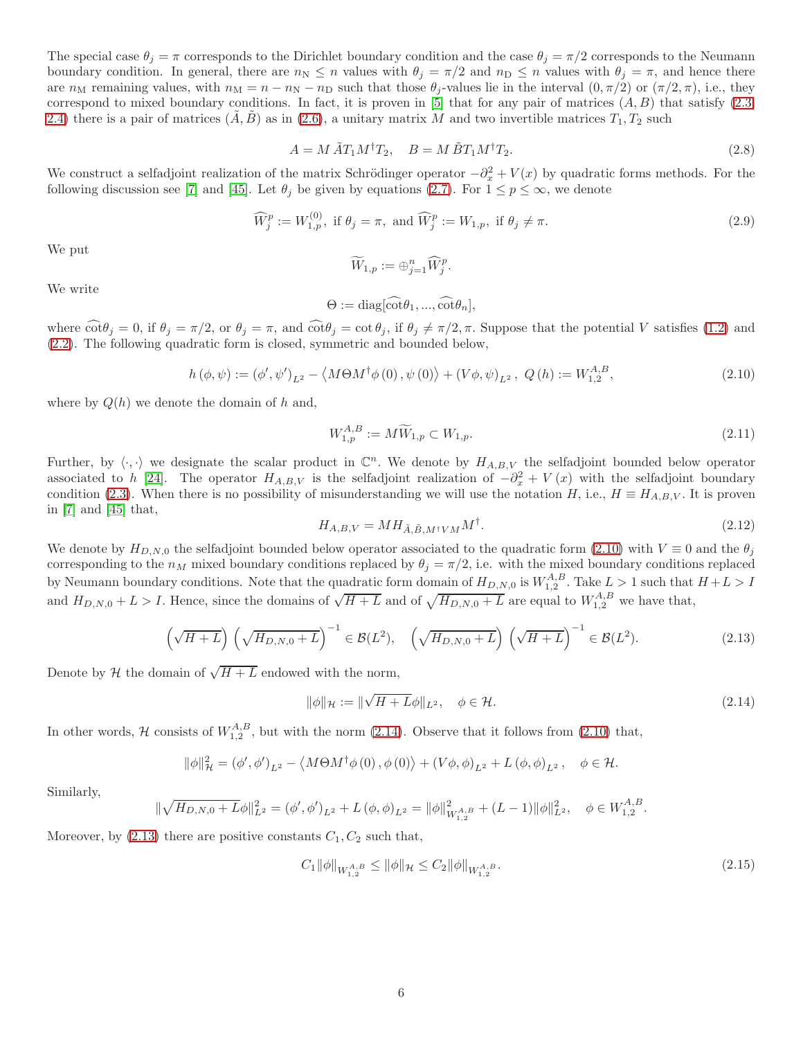The special case $\theta_j = \pi$ corresponds to the Dirichlet boundary condition and the case $\theta_j = \pi/2$ corresponds to the Neumann boundary condition. In general, there are $n_{\rm N} \le n$ values with $\theta_j = \pi/2$ and $n_{\rm D} \le n$ values with $\theta_j = \pi$, and hence there are $n_{\rm M}$ remaining values, with $n_{\rm M} = n - n_{\rm N} - n_{\rm D}$ such that those $\theta_j$-values lie in the interval $(0, \pi/2)$ or $(\pi/2, \pi)$, i.e., they correspond to mixed boundary conditions. In fact, it is proven in [5] that for any pair of matrices $(A, B)$ that satisfy (2.3, 2.4) there is a pair of matrices $(\tilde{A}, \tilde{B})$ as in (2.6), a unitary matrix $M$ and two invertible matrices $T_1, T_2$ such

$$A = M\, \tilde{A} T_1 M^{\dagger} T_2, \quad B = M\, \tilde{B} T_1 M^{\dagger} T_2. \tag{2.8}$$

We construct a selfadjoint realization of the matrix Schrödinger operator $-\partial_x^2 + V(x)$ by quadratic forms methods. For the following discussion see [7] and [45]. Let $\theta_j$ be given by equations (2.7). For $1 \le p \le \infty$, we denote

$$\widehat{W}_j^p := W_{1,p}^{(0)}, \text{ if } \theta_j = \pi, \text{ and } \widehat{W}_j^p := W_{1,p}, \text{ if } \theta_j \neq \pi. \tag{2.9}$$

We put

$$\widetilde{W}_{1,p} := \oplus_{j=1}^n \widehat{W}_j^p.$$

We write

$$\Theta := \operatorname{diag}[\widehat{\cot}\theta_1, ..., \widehat{\cot}\theta_n],$$

where $\widehat{\cot}\theta_j = 0$, if $\theta_j = \pi/2$, or $\theta_j = \pi$, and $\widehat{\cot}\theta_j = \cot\theta_j$, if $\theta_j \neq \pi/2, \pi$. Suppose that the potential $V$ satisfies (1.2) and (2.2). The following quadratic form is closed, symmetric and bounded below,

$$h(\phi, \psi) := (\phi', \psi')_{L^2} - \left\langle M\Theta M^{\dagger}\phi(0), \psi(0)\right\rangle + (V\phi, \psi)_{L^2}, \; Q(h) := W_{1,2}^{A,B}, \tag{2.10}$$

where by $Q(h)$ we denote the domain of $h$ and,

$$W_{1,p}^{A,B} := M\widetilde{W}_{1,p} \subset W_{1,p}. \tag{2.11}$$

Further, by $\langle \cdot, \cdot \rangle$ we designate the scalar product in $\mathbb{C}^n$. We denote by $H_{A,B,V}$ the selfadjoint bounded below operator associated to $h$ [24]. The operator $H_{A,B,V}$ is the selfadjoint realization of $-\partial_x^2 + V(x)$ with the selfadjoint boundary condition (2.3). When there is no possibility of misunderstanding we will use the notation $H$, i.e., $H \equiv H_{A,B,V}$. It is proven in [7] and [45] that,

$$H_{A,B,V} = M H_{\tilde{A}, \tilde{B}, M^{\dagger} V M} M^{\dagger}. \tag{2.12}$$

We denote by $H_{D,N,0}$ the selfadjoint bounded below operator associated to the quadratic form (2.10) with $V \equiv 0$ and the $\theta_j$ corresponding to the $n_M$ mixed boundary conditions replaced by $\theta_j = \pi/2$, i.e. with the mixed boundary conditions replaced by Neumann boundary conditions. Note that the quadratic form domain of $H_{D,N,0}$ is $W_{1,2}^{A,B}$. Take $L > 1$ such that $H + L > I$ and $H_{D,N,0} + L > I$. Hence, since the domains of $\sqrt{H+L}$ and of $\sqrt{H_{D,N,0}+L}$ are equal to $W_{1,2}^{A,B}$ we have that,

$$\left(\sqrt{H+L}\right)\left(\sqrt{H_{D,N,0}+L}\right)^{-1} \in \mathcal{B}(L^2), \quad \left(\sqrt{H_{D,N,0}+L}\right)\left(\sqrt{H+L}\right)^{-1} \in \mathcal{B}(L^2). \tag{2.13}$$

Denote by $\mathcal{H}$ the domain of $\sqrt{H+L}$ endowed with the norm,

$$\|\phi\|_{\mathcal{H}} := \|\sqrt{H+L}\phi\|_{L^2}, \quad \phi \in \mathcal{H}. \tag{2.14}$$

In other words, $\mathcal{H}$ consists of $W_{1,2}^{A,B}$, but with the norm (2.14). Observe that it follows from (2.10) that,

$$\|\phi\|_{\mathcal{H}}^2 = (\phi', \phi')_{L^2} - \left\langle M\Theta M^{\dagger}\phi(0), \phi(0)\right\rangle + (V\phi, \phi)_{L^2} + L(\phi, \phi)_{L^2}, \quad \phi \in \mathcal{H}.$$

Similarly,

$$\|\sqrt{H_{D,N,0}+L}\phi\|_{L^2}^2 = (\phi', \phi')_{L^2} + L(\phi, \phi)_{L^2} = \|\phi\|_{W_{1,2}^{A,B}}^2 + (L-1)\|\phi\|_{L^2}^2, \quad \phi \in W_{1,2}^{A,B}.$$

Moreover, by (2.13) there are positive constants $C_1, C_2$ such that,

$$C_1\|\phi\|_{W_{1,2}^{A,B}} \le \|\phi\|_{\mathcal{H}} \le C_2\|\phi\|_{W_{1,2}^{A,B}}. \tag{2.15}$$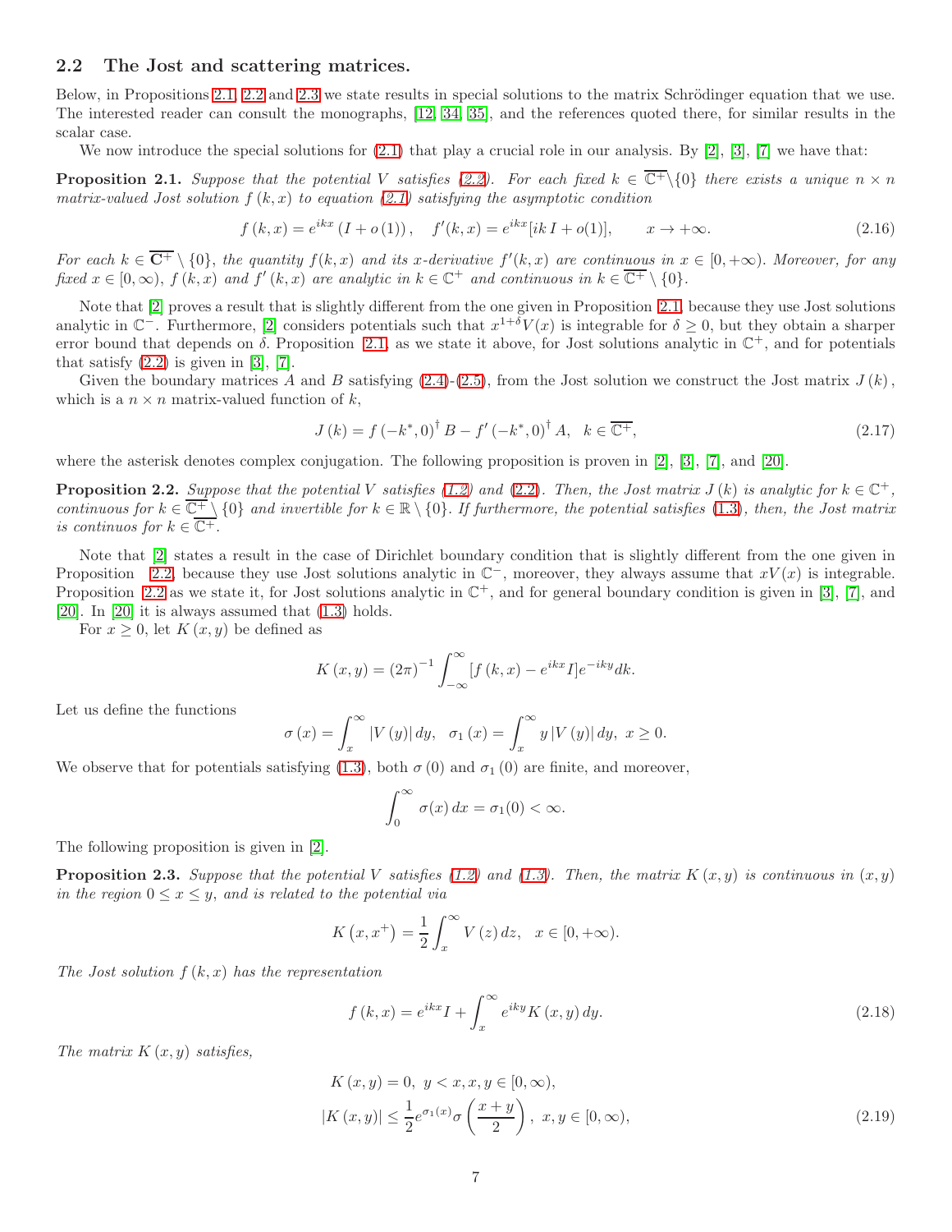## 2.2 The Jost and scattering matrices.

Below, in Propositions 2.1, 2.2 and 2.3 we state results in special solutions to the matrix Schrödinger equation that we use. The interested reader can consult the monographs, [12, 34, 35], and the references quoted there, for similar results in the scalar case.

We now introduce the special solutions for (2.1) that play a crucial role in our analysis. By [2], [3], [7] we have that:

**Proposition 2.1.** *Suppose that the potential $V$ satisfies (2.2). For each fixed $k \in \overline{\mathbb{C}^+}\setminus\{0\}$ there exists a unique $n \times n$ matrix-valued Jost solution $f(k,x)$ to equation (2.1) satisfying the asymptotic condition*

$$f(k,x) = e^{ikx}(I + o(1)), \quad f'(k,x) = e^{ikx}[ik\,I + o(1)], \qquad x \to +\infty. \tag{2.16}$$

*For each $k \in \overline{\mathbf{C}^+} \setminus \{0\}$, the quantity $f(k,x)$ and its $x$-derivative $f'(k,x)$ are continuous in $x \in [0,+\infty)$. Moreover, for any fixed $x \in [0,\infty)$, $f(k,x)$ and $f'(k,x)$ are analytic in $k \in \mathbb{C}^+$ and continuous in $k \in \overline{\mathbb{C}^+} \setminus \{0\}$.*

Note that [2] proves a result that is slightly different from the one given in Proposition 2.1 because they use Jost solutions analytic in $\mathbb{C}^-$. Furthermore, [2] considers potentials such that $x^{1+\delta}V(x)$ is integrable for $\delta \geq 0$, but they obtain a sharper error bound that depends on $\delta$. Proposition 2.1, as we state it above, for Jost solutions analytic in $\mathbb{C}^+$, and for potentials that satisfy (2.2) is given in [3], [7].

Given the boundary matrices $A$ and $B$ satisfying (2.4)-(2.5), from the Jost solution we construct the Jost matrix $J(k)$, which is a $n \times n$ matrix-valued function of $k$,

$$J(k) = f(-k^*,0)^\dagger B - f'(-k^*,0)^\dagger A, \quad k \in \overline{\mathbb{C}^+}, \tag{2.17}$$

where the asterisk denotes complex conjugation. The following proposition is proven in [2], [3], [7], and [20].

**Proposition 2.2.** *Suppose that the potential $V$ satisfies (1.2) and (2.2). Then, the Jost matrix $J(k)$ is analytic for $k \in \mathbb{C}^+$, continuous for $k \in \overline{\mathbb{C}^+} \setminus \{0\}$ and invertible for $k \in \mathbb{R} \setminus \{0\}$. If furthermore, the potential satisfies (1.3), then, the Jost matrix is continuos for $k \in \overline{\mathbb{C}^+}$.*

Note that [2] states a result in the case of Dirichlet boundary condition that is slightly different from the one given in Proposition 2.2, because they use Jost solutions analytic in $\mathbb{C}^-$, moreover, they always assume that $xV(x)$ is integrable. Proposition 2.2 as we state it, for Jost solutions analytic in $\mathbb{C}^+$, and for general boundary condition is given in [3], [7], and [20]. In [20] it is always assumed that (1.3) holds.

For $x \geq 0$, let $K(x,y)$ be defined as

$$K(x,y) = (2\pi)^{-1} \int_{-\infty}^{\infty} [f(k,x) - e^{ikx} I] e^{-iky} dk.$$

Let us define the functions

$$\sigma(x) = \int_x^\infty |V(y)|\, dy, \quad \sigma_1(x) = \int_x^\infty y\, |V(y)|\, dy, \ x \geq 0.$$

We observe that for potentials satisfying (1.3), both $\sigma(0)$ and $\sigma_1(0)$ are finite, and moreover,

$$\int_0^\infty \sigma(x)\, dx = \sigma_1(0) < \infty.$$

The following proposition is given in [2].

**Proposition 2.3.** *Suppose that the potential $V$ satisfies (1.2) and (1.3). Then, the matrix $K(x,y)$ is continuous in $(x,y)$ in the region $0 \leq x \leq y$, and is related to the potential via*

$$K(x,x^+) = \frac{1}{2} \int_x^\infty V(z)\, dz, \quad x \in [0,+\infty).$$

*The Jost solution $f(k,x)$ has the representation*

$$f(k,x) = e^{ikx} I + \int_x^\infty e^{iky} K(x,y)\, dy. \tag{2.18}$$

*The matrix $K(x,y)$ satisfies,*

$$\begin{aligned} &K(x,y) = 0, \ y < x, x, y \in [0,\infty), \\ &|K(x,y)| \leq \frac{1}{2} e^{\sigma_1(x)} \sigma\left(\frac{x+y}{2}\right), \ x, y \in [0,\infty), \end{aligned} \tag{2.19}$$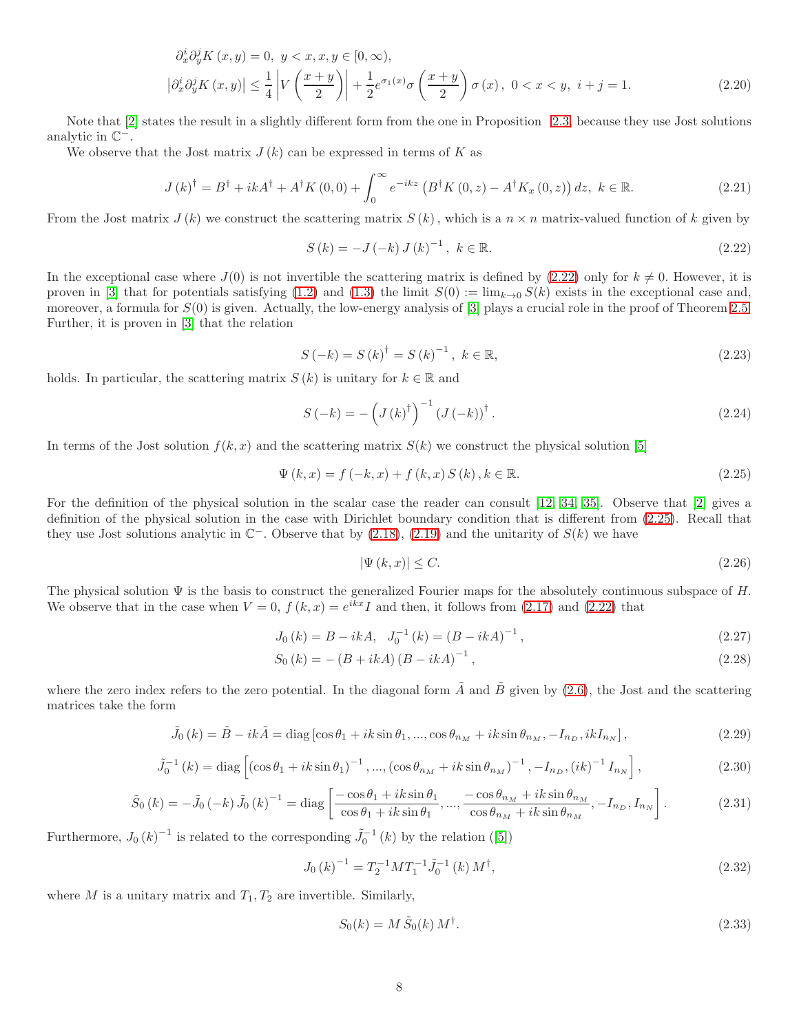$$
\begin{aligned}
&\partial_x^i \partial_y^j K(x,y) = 0,\ y < x, x, y \in [0,\infty), \\
&\left|\partial_x^i \partial_y^j K(x,y)\right| \le \frac{1}{4}\left|V\left(\frac{x+y}{2}\right)\right| + \frac{1}{2} e^{\sigma_1(x)} \sigma\left(\frac{x+y}{2}\right)\sigma(x),\ 0 < x < y,\ i+j = 1.
\end{aligned}
\tag{2.20}
$$

Note that [2] states the result in a slightly different form from the one in Proposition 2.3, because they use Jost solutions analytic in $\mathbb{C}^-$.

We observe that the Jost matrix $J(k)$ can be expressed in terms of $K$ as

$$
J(k)^\dagger = B^\dagger + ikA^\dagger + A^\dagger K(0,0) + \int_0^\infty e^{-ikz}\left(B^\dagger K(0,z) - A^\dagger K_x(0,z)\right) dz,\ k \in \mathbb{R}. \tag{2.21}
$$

From the Jost matrix $J(k)$ we construct the scattering matrix $S(k)$, which is a $n \times n$ matrix-valued function of $k$ given by

$$
S(k) = -J(-k)\, J(k)^{-1},\ k \in \mathbb{R}. \tag{2.22}
$$

In the exceptional case where $J(0)$ is not invertible the scattering matrix is defined by (2.22) only for $k \neq 0$. However, it is proven in [3] that for potentials satisfying (1.2) and (1.3) the limit $S(0) := \lim_{k\to 0} S(k)$ exists in the exceptional case and, moreover, a formula for $S(0)$ is given. Actually, the low-energy analysis of [3] plays a crucial role in the proof of Theorem 2.5. Further, it is proven in [3] that the relation

$$
S(-k) = S(k)^\dagger = S(k)^{-1},\ k \in \mathbb{R}, \tag{2.23}
$$

holds. In particular, the scattering matrix $S(k)$ is unitary for $k \in \mathbb{R}$ and

$$
S(-k) = -\left(J(k)^\dagger\right)^{-1} (J(-k))^\dagger. \tag{2.24}
$$

In terms of the Jost solution $f(k,x)$ and the scattering matrix $S(k)$ we construct the physical solution [5]

$$
\Psi(k,x) = f(-k,x) + f(k,x)\, S(k),\ k \in \mathbb{R}. \tag{2.25}
$$

For the definition of the physical solution in the scalar case the reader can consult [12, 34, 35]. Observe that [2] gives a definition of the physical solution in the case with Dirichlet boundary condition that is different from (2.25). Recall that they use Jost solutions analytic in $\mathbb{C}^-$. Observe that by (2.18), (2.19) and the unitarity of $S(k)$ we have

$$
|\Psi(k,x)| \le C. \tag{2.26}
$$

The physical solution $\Psi$ is the basis to construct the generalized Fourier maps for the absolutely continuous subspace of $H$. We observe that in the case when $V = 0$, $f(k,x) = e^{ikx} I$ and then, it follows from (2.17) and (2.22) that

$$
J_0(k) = B - ikA,\quad J_0^{-1}(k) = (B - ikA)^{-1}, \tag{2.27}
$$

$$
S_0(k) = -(B + ikA)(B - ikA)^{-1}, \tag{2.28}
$$

where the zero index refers to the zero potential. In the diagonal form $\tilde{A}$ and $\tilde{B}$ given by (2.6), the Jost and the scattering matrices take the form

$$
\tilde{J}_0(k) = \tilde{B} - ik\tilde{A} = \operatorname{diag}\left[\cos\theta_1 + ik\sin\theta_1, ..., \cos\theta_{n_M} + ik\sin\theta_{n_M}, -I_{n_D}, ikI_{n_N}\right], \tag{2.29}
$$

$$
\tilde{J}_0^{-1}(k) = \operatorname{diag}\left[(\cos\theta_1 + ik\sin\theta_1)^{-1}, ..., (\cos\theta_{n_M} + ik\sin\theta_{n_M})^{-1}, -I_{n_D}, (ik)^{-1} I_{n_N}\right], \tag{2.30}
$$

$$
\tilde{S}_0(k) = -\tilde{J}_0(-k)\,\tilde{J}_0(k)^{-1} = \operatorname{diag}\left[\frac{-\cos\theta_1 + ik\sin\theta_1}{\cos\theta_1 + ik\sin\theta_1}, ..., \frac{-\cos\theta_{n_M} + ik\sin\theta_{n_M}}{\cos\theta_{n_M} + ik\sin\theta_{n_M}}, -I_{n_D}, I_{n_N}\right]. \tag{2.31}
$$

Furthermore, $J_0(k)^{-1}$ is related to the corresponding $\tilde{J}_0^{-1}(k)$ by the relation ([5])

$$
J_0(k)^{-1} = T_2^{-1} M T_1^{-1} \tilde{J}_0^{-1}(k)\, M^\dagger, \tag{2.32}
$$

where $M$ is a unitary matrix and $T_1, T_2$ are invertible. Similarly,

$$
S_0(k) = M\, \tilde{S}_0(k)\, M^\dagger. \tag{2.33}
$$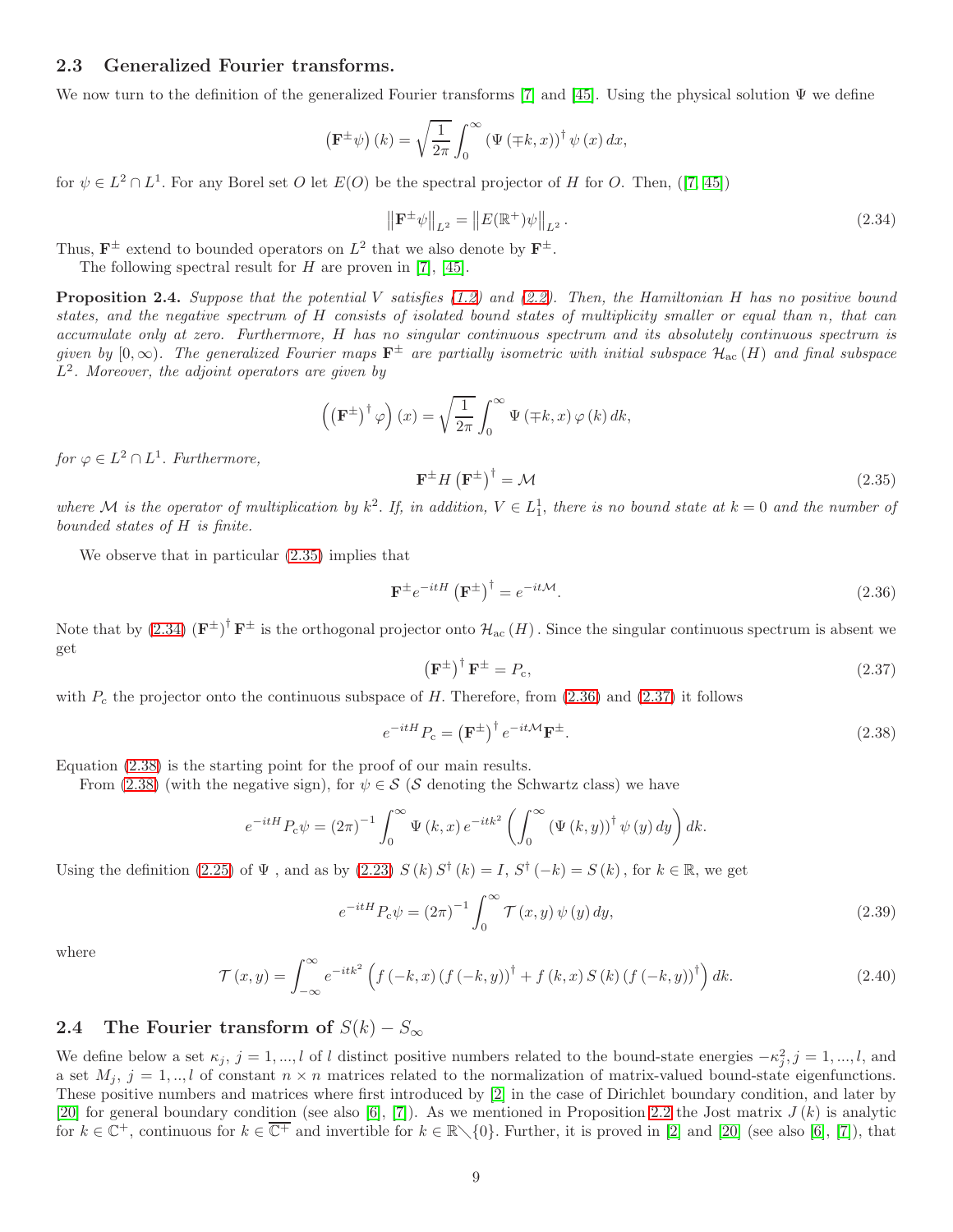## 2.3 Generalized Fourier transforms.

We now turn to the definition of the generalized Fourier transforms [7] and [45]. Using the physical solution $\Psi$ we define

$$\left(\mathbf{F}^{\pm}\psi\right)(k) = \sqrt{\frac{1}{2\pi}} \int_0^\infty \left(\Psi\left(\mp k, x\right)\right)^\dagger \psi\left(x\right) dx,$$

for $\psi \in L^2 \cap L^1$. For any Borel set $O$ let $E(O)$ be the spectral projector of $H$ for $O$. Then, ([7] [45])

$$\left\|\mathbf{F}^{\pm}\psi\right\|_{L^2} = \left\|E(\mathbb{R}^+)\psi\right\|_{L^2}. \tag{2.34}$$

Thus, $\mathbf{F}^{\pm}$ extend to bounded operators on $L^2$ that we also denote by $\mathbf{F}^{\pm}$.

The following spectral result for $H$ are proven in [7], [45].

**Proposition 2.4.** *Suppose that the potential $V$ satisfies (1.2) and (2.2). Then, the Hamiltonian $H$ has no positive bound states, and the negative spectrum of $H$ consists of isolated bound states of multiplicity smaller or equal than $n$, that can accumulate only at zero. Furthermore, $H$ has no singular continuous spectrum and its absolutely continuous spectrum is given by $[0, \infty)$. The generalized Fourier maps $\mathbf{F}^{\pm}$ are partially isometric with initial subspace $\mathcal{H}_{\mathrm{ac}}(H)$ and final subspace $L^2$. Moreover, the adjoint operators are given by*

$$\left(\left(\mathbf{F}^{\pm}\right)^\dagger \varphi\right)(x) = \sqrt{\frac{1}{2\pi}} \int_0^\infty \Psi\left(\mp k, x\right)\varphi\left(k\right) dk,$$

*for $\varphi \in L^2 \cap L^1$. Furthermore,*

$$\mathbf{F}^{\pm} H \left(\mathbf{F}^{\pm}\right)^\dagger = \mathcal{M} \tag{2.35}$$

*where $\mathcal{M}$ is the operator of multiplication by $k^2$. If, in addition, $V \in L^1_1$, there is no bound state at $k = 0$ and the number of bounded states of $H$ is finite.*

We observe that in particular (2.35) implies that

$$\mathbf{F}^{\pm} e^{-itH} \left(\mathbf{F}^{\pm}\right)^\dagger = e^{-it\mathcal{M}}. \tag{2.36}$$

Note that by (2.34) $\left(\mathbf{F}^{\pm}\right)^\dagger \mathbf{F}^{\pm}$ is the orthogonal projector onto $\mathcal{H}_{\mathrm{ac}}(H)$. Since the singular continuous spectrum is absent we get

$$\left(\mathbf{F}^{\pm}\right)^\dagger \mathbf{F}^{\pm} = P_{\mathrm{c}}, \tag{2.37}$$

with $P_c$ the projector onto the continuous subspace of $H$. Therefore, from (2.36) and (2.37) it follows

$$e^{-itH} P_{\mathrm{c}} = \left(\mathbf{F}^{\pm}\right)^\dagger e^{-it\mathcal{M}} \mathbf{F}^{\pm}. \tag{2.38}$$

Equation (2.38) is the starting point for the proof of our main results.

From (2.38) (with the negative sign), for $\psi \in \mathcal{S}$ ($\mathcal{S}$ denoting the Schwartz class) we have

$$e^{-itH} P_{\mathrm{c}} \psi = (2\pi)^{-1} \int_0^\infty \Psi\left(k, x\right) e^{-itk^2} \left(\int_0^\infty \left(\Psi\left(k, y\right)\right)^\dagger \psi\left(y\right) dy\right) dk.$$

Using the definition (2.25) of $\Psi$ , and as by (2.23) $S\left(k\right) S^\dagger\left(k\right) = I$, $S^\dagger\left(-k\right) = S\left(k\right)$, for $k \in \mathbb{R}$, we get

$$e^{-itH} P_{\mathrm{c}} \psi = (2\pi)^{-1} \int_0^\infty \mathcal{T}\left(x, y\right) \psi\left(y\right) dy, \tag{2.39}$$

where

$$\mathcal{T}\left(x, y\right) = \int_{-\infty}^\infty e^{-itk^2} \left(f\left(-k, x\right) \left(f\left(-k, y\right)\right)^\dagger + f\left(k, x\right) S\left(k\right) \left(f\left(-k, y\right)\right)^\dagger\right) dk. \tag{2.40}$$

## 2.4 The Fourier transform of $S(k) - S_\infty$

We define below a set $\kappa_j$, $j = 1, ..., l$ of $l$ distinct positive numbers related to the bound-state energies $-\kappa_j^2, j = 1, ..., l$, and a set $M_j$, $j = 1, .., l$ of constant $n \times n$ matrices related to the normalization of matrix-valued bound-state eigenfunctions. These positive numbers and matrices where first introduced by [2] in the case of Dirichlet boundary condition, and later by [20] for general boundary condition (see also [6], [7]). As we mentioned in Proposition 2.2 the Jost matrix $J\left(k\right)$ is analytic for $k \in \mathbb{C}^+$, continuous for $k \in \overline{\mathbb{C}^+}$ and invertible for $k \in \mathbb{R} \setminus \{0\}$. Further, it is proved in [2] and [20] (see also [6], [7]), that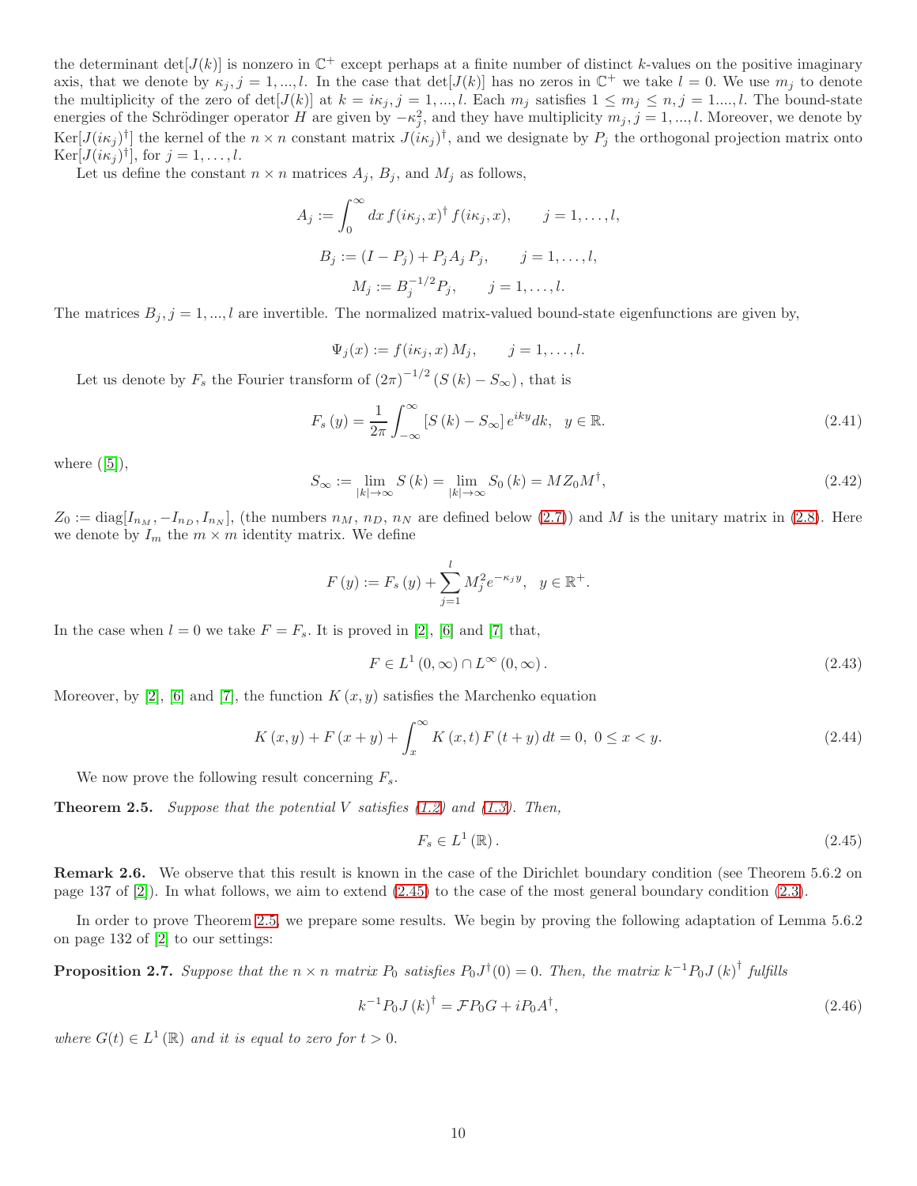the determinant $\det[J(k)]$ is nonzero in $\mathbb{C}^+$ except perhaps at a finite number of distinct $k$-values on the positive imaginary axis, that we denote by $\kappa_j, j = 1, ..., l$. In the case that $\det[J(k)]$ has no zeros in $\mathbb{C}^+$ we take $l = 0$. We use $m_j$ to denote the multiplicity of the zero of $\det[J(k)]$ at $k = i\kappa_j, j = 1, ..., l$. Each $m_j$ satisfies $1 \leq m_j \leq n, j = 1....,l$. The bound-state energies of the Schrödinger operator $H$ are given by $-\kappa_j^2$, and they have multiplicity $m_j, j = 1, ..., l$. Moreover, we denote by $\mathrm{Ker}[J(i\kappa_j)^\dagger]$ the kernel of the $n \times n$ constant matrix $J(i\kappa_j)^\dagger$, and we designate by $P_j$ the orthogonal projection matrix onto $\mathrm{Ker}[J(i\kappa_j)^\dagger]$, for $j = 1, \ldots, l$.

Let us define the constant $n \times n$ matrices $A_j$, $B_j$, and $M_j$ as follows,

$$A_j := \int_0^\infty dx\, f(i\kappa_j, x)^\dagger f(i\kappa_j, x), \qquad j = 1, \ldots, l,$$

$$B_j := (I - P_j) + P_j A_j P_j, \qquad j = 1, \ldots, l,$$

$$M_j := B_j^{-1/2} P_j, \qquad j = 1, \ldots, l.$$

The matrices $B_j, j = 1, ..., l$ are invertible. The normalized matrix-valued bound-state eigenfunctions are given by,

$$\Psi_j(x) := f(i\kappa_j, x)\, M_j, \qquad j = 1, \ldots, l.$$

Let us denote by $F_s$ the Fourier transform of $(2\pi)^{-1/2} (S(k) - S_\infty)$, that is

$$F_s(y) = \frac{1}{2\pi} \int_{-\infty}^{\infty} [S(k) - S_\infty] e^{iky} dk, \quad y \in \mathbb{R}. \tag{2.41}$$

where ([5]),

$$S_\infty := \lim_{|k| \to \infty} S(k) = \lim_{|k| \to \infty} S_0(k) = M Z_0 M^\dagger, \tag{2.42}$$

$Z_0 := \mathrm{diag}[I_{n_M}, -I_{n_D}, I_{n_N}]$, (the numbers $n_M$, $n_D$, $n_N$ are defined below (2.7)) and $M$ is the unitary matrix in (2.8). Here we denote by $I_m$ the $m \times m$ identity matrix. We define

$$F(y) := F_s(y) + \sum_{j=1}^{l} M_j^2 e^{-\kappa_j y}, \quad y \in \mathbb{R}^+.$$

In the case when $l = 0$ we take $F = F_s$. It is proved in [2], [6] and [7] that,

$$F \in L^1(0, \infty) \cap L^\infty(0, \infty). \tag{2.43}$$

Moreover, by [2], [6] and [7], the function $K(x, y)$ satisfies the Marchenko equation

$$K(x, y) + F(x + y) + \int_x^\infty K(x, t) F(t + y)\, dt = 0, \;\; 0 \leq x < y. \tag{2.44}$$

We now prove the following result concerning $F_s$.

**Theorem 2.5.** *Suppose that the potential $V$ satisfies (1.2) and (1.3). Then,*

$$F_s \in L^1(\mathbb{R}). \tag{2.45}$$

**Remark 2.6.** We observe that this result is known in the case of the Dirichlet boundary condition (see Theorem 5.6.2 on page 137 of [2]). In what follows, we aim to extend (2.45) to the case of the most general boundary condition (2.3).

In order to prove Theorem 2.5, we prepare some results. We begin by proving the following adaptation of Lemma 5.6.2 on page 132 of [2] to our settings:

**Proposition 2.7.** *Suppose that the $n \times n$ matrix $P_0$ satisfies $P_0 J^\dagger(0) = 0$. Then, the matrix $k^{-1} P_0 J(k)^\dagger$ fulfills*

$$k^{-1} P_0 J(k)^\dagger = \mathcal{F} P_0 G + i P_0 A^\dagger, \tag{2.46}$$

*where $G(t) \in L^1(\mathbb{R})$ and it is equal to zero for $t > 0$.*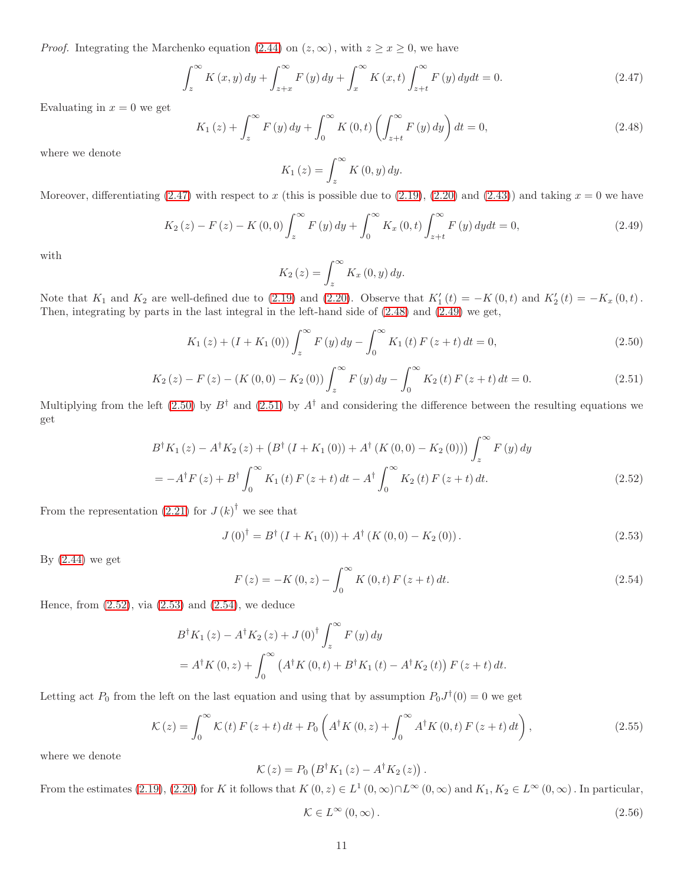*Proof.* Integrating the Marchenko equation (2.44) on $(z,\infty)$, with $z \geq x \geq 0$, we have

$$\int_z^\infty K(x,y)\,dy + \int_{z+x}^\infty F(y)\,dy + \int_x^\infty K(x,t)\int_{z+t}^\infty F(y)\,dy dt = 0. \tag{2.47}$$

Evaluating in $x=0$ we get

$$K_1(z) + \int_z^\infty F(y)\,dy + \int_0^\infty K(0,t)\left(\int_{z+t}^\infty F(y)\,dy\right)dt = 0, \tag{2.48}$$

where we denote

$$K_1(z) = \int_z^\infty K(0,y)\,dy.$$

Moreover, differentiating (2.47) with respect to $x$ (this is possible due to (2.19), (2.20) and (2.43)) and taking $x=0$ we have

$$K_2(z) - F(z) - K(0,0)\int_z^\infty F(y)\,dy + \int_0^\infty K_x(0,t)\int_{z+t}^\infty F(y)\,dy dt = 0, \tag{2.49}$$

with

$$K_2(z) = \int_z^\infty K_x(0,y)\,dy.$$

Note that $K_1$ and $K_2$ are well-defined due to (2.19) and (2.20). Observe that $K_1'(t) = -K(0,t)$ and $K_2'(t) = -K_x(0,t)$. Then, integrating by parts in the last integral in the left-hand side of (2.48) and (2.49) we get,

$$K_1(z) + (I + K_1(0))\int_z^\infty F(y)\,dy - \int_0^\infty K_1(t)\,F(z+t)\,dt = 0, \tag{2.50}$$

$$K_2(z) - F(z) - (K(0,0) - K_2(0))\int_z^\infty F(y)\,dy - \int_0^\infty K_2(t)\,F(z+t)\,dt = 0. \tag{2.51}$$

Multiplying from the left (2.50) by $B^\dagger$ and (2.51) by $A^\dagger$ and considering the difference between the resulting equations we get

$$\begin{aligned}
&B^\dagger K_1(z) - A^\dagger K_2(z) + \left(B^\dagger (I + K_1(0)) + A^\dagger (K(0,0) - K_2(0))\right)\int_z^\infty F(y)\,dy \\
&= -A^\dagger F(z) + B^\dagger \int_0^\infty K_1(t)\,F(z+t)\,dt - A^\dagger \int_0^\infty K_2(t)\,F(z+t)\,dt.
\end{aligned} \tag{2.52}$$

From the representation (2.21) for $J(k)^\dagger$ we see that

$$J(0)^\dagger = B^\dagger (I + K_1(0)) + A^\dagger (K(0,0) - K_2(0)). \tag{2.53}$$

By (2.44) we get

$$F(z) = -K(0,z) - \int_0^\infty K(0,t)\,F(z+t)\,dt. \tag{2.54}$$

Hence, from (2.52), via (2.53) and (2.54), we deduce

$$\begin{aligned}
&B^\dagger K_1(z) - A^\dagger K_2(z) + J(0)^\dagger \int_z^\infty F(y)\,dy \\
&= A^\dagger K(0,z) + \int_0^\infty \left(A^\dagger K(0,t) + B^\dagger K_1(t) - A^\dagger K_2(t)\right) F(z+t)\,dt.
\end{aligned}$$

Letting act $P_0$ from the left on the last equation and using that by assumption $P_0 J^\dagger(0) = 0$ we get

$$\mathcal{K}(z) = \int_0^\infty \mathcal{K}(t)\,F(z+t)\,dt + P_0\left(A^\dagger K(0,z) + \int_0^\infty A^\dagger K(0,t)\,F(z+t)\,dt\right), \tag{2.55}$$

where we denote

$$\mathcal{K}(z) = P_0\left(B^\dagger K_1(z) - A^\dagger K_2(z)\right).$$

From the estimates (2.19), (2.20) for $K$ it follows that $K(0,z) \in L^1(0,\infty) \cap L^\infty(0,\infty)$ and $K_1, K_2 \in L^\infty(0,\infty)$. In particular,

$$\mathcal{K} \in L^\infty(0,\infty). \tag{2.56}$$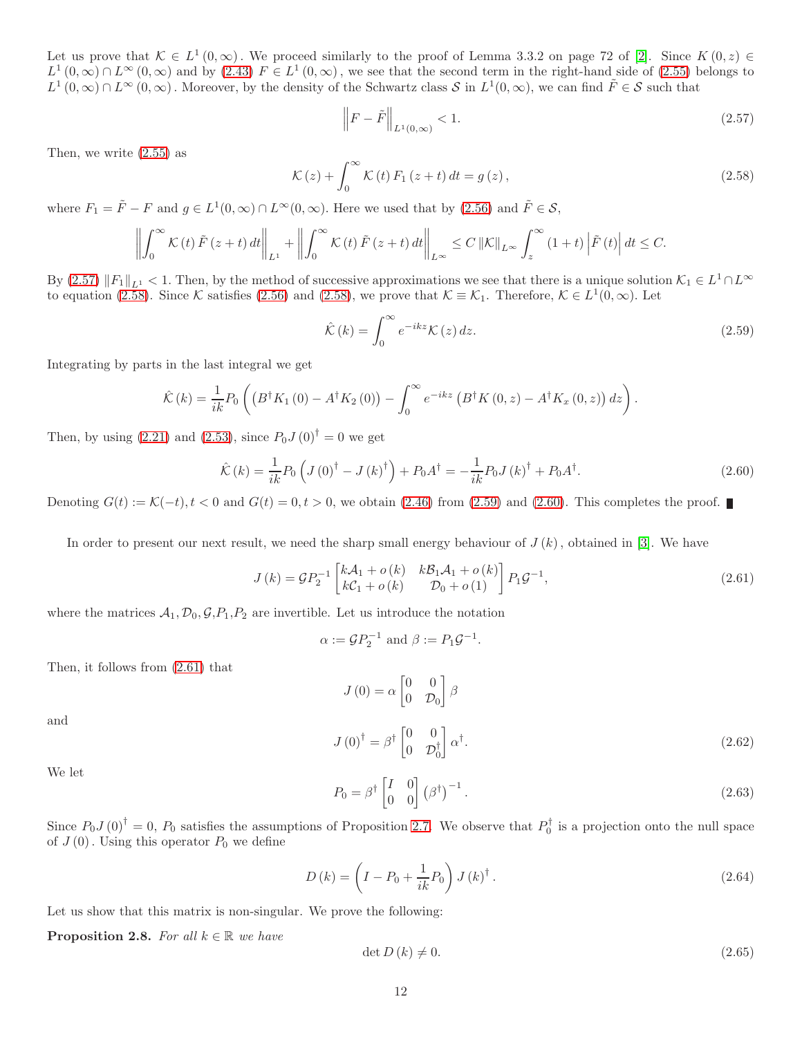Let us prove that $\mathcal{K} \in L^1(0,\infty)$. We proceed similarly to the proof of Lemma 3.3.2 on page 72 of [2]. Since $K(0,z) \in L^1(0,\infty) \cap L^\infty(0,\infty)$ and by (2.43) $F \in L^1(0,\infty)$, we see that the second term in the right-hand side of (2.55) belongs to $L^1(0,\infty) \cap L^\infty(0,\infty)$. Moreover, by the density of the Schwartz class $\mathcal{S}$ in $L^1(0,\infty)$, we can find $\tilde{F} \in \mathcal{S}$ such that

$$\left\| F - \tilde{F} \right\|_{L^1(0,\infty)} < 1. \tag{2.57}$$

Then, we write (2.55) as

$$\mathcal{K}(z) + \int_0^\infty \mathcal{K}(t) F_1(z+t)\, dt = g(z), \tag{2.58}$$

where $F_1 = \tilde{F} - F$ and $g \in L^1(0,\infty) \cap L^\infty(0,\infty)$. Here we used that by (2.56) and $\tilde{F} \in \mathcal{S}$,

$$\left\| \int_0^\infty \mathcal{K}(t) \tilde{F}(z+t)\, dt \right\|_{L^1} + \left\| \int_0^\infty \mathcal{K}(t) \tilde{F}(z+t)\, dt \right\|_{L^\infty} \leq C \left\| \mathcal{K} \right\|_{L^\infty} \int_z^\infty (1+t) \left| \tilde{F}(t) \right| dt \leq C.$$

By (2.57) $\|F_1\|_{L^1} < 1$. Then, by the method of successive approximations we see that there is a unique solution $\mathcal{K}_1 \in L^1 \cap L^\infty$ to equation (2.58). Since $\mathcal{K}$ satisfies (2.56) and (2.58), we prove that $\mathcal{K} \equiv \mathcal{K}_1$. Therefore, $\mathcal{K} \in L^1(0,\infty)$. Let

$$\hat{\mathcal{K}}(k) = \int_0^\infty e^{-ikz} \mathcal{K}(z)\, dz. \tag{2.59}$$

Integrating by parts in the last integral we get

$$\hat{\mathcal{K}}(k) = \frac{1}{ik} P_0 \left( \left( B^\dagger K_1(0) - A^\dagger K_2(0) \right) - \int_0^\infty e^{-ikz} \left( B^\dagger K(0,z) - A^\dagger K_x(0,z) \right) dz \right).$$

Then, by using (2.21) and (2.53), since $P_0 J(0)^\dagger = 0$ we get

$$\hat{\mathcal{K}}(k) = \frac{1}{ik} P_0 \left( J(0)^\dagger - J(k)^\dagger \right) + P_0 A^\dagger = -\frac{1}{ik} P_0 J(k)^\dagger + P_0 A^\dagger. \tag{2.60}$$

Denoting $G(t) := \mathcal{K}(-t), t < 0$ and $G(t) = 0, t > 0$, we obtain (2.46) from (2.59) and (2.60). This completes the proof. ∎

In order to present our next result, we need the sharp small energy behaviour of $J(k)$, obtained in [3]. We have

$$J(k) = \mathcal{G} P_2^{-1} \begin{bmatrix} k\mathcal{A}_1 + o(k) & k\mathcal{B}_1\mathcal{A}_1 + o(k) \\ k\mathcal{C}_1 + o(k) & \mathcal{D}_0 + o(1) \end{bmatrix} P_1 \mathcal{G}^{-1}, \tag{2.61}$$

where the matrices $\mathcal{A}_1, \mathcal{D}_0, \mathcal{G}, P_1, P_2$ are invertible. Let us introduce the notation

$$\alpha := \mathcal{G} P_2^{-1} \text{ and } \beta := P_1 \mathcal{G}^{-1}.$$

Then, it follows from (2.61) that

$$J(0) = \alpha \begin{bmatrix} 0 & 0 \\ 0 & \mathcal{D}_0 \end{bmatrix} \beta$$

and

$$J(0)^\dagger = \beta^\dagger \begin{bmatrix} 0 & 0 \\ 0 & \mathcal{D}_0^\dagger \end{bmatrix} \alpha^\dagger. \tag{2.62}$$

We let

$$P_0 = \beta^\dagger \begin{bmatrix} I & 0 \\ 0 & 0 \end{bmatrix} \left(\beta^\dagger\right)^{-1}. \tag{2.63}$$

Since $P_0 J(0)^\dagger = 0$, $P_0$ satisfies the assumptions of Proposition 2.7. We observe that $P_0^\dagger$ is a projection onto the null space of $J(0)$. Using this operator $P_0$ we define

$$D(k) = \left( I - P_0 + \frac{1}{ik} P_0 \right) J(k)^\dagger. \tag{2.64}$$

Let us show that this matrix is non-singular. We prove the following:

**Proposition 2.8.** *For all $k \in \mathbb{R}$ we have*

$$\det D(k) \neq 0. \tag{2.65}$$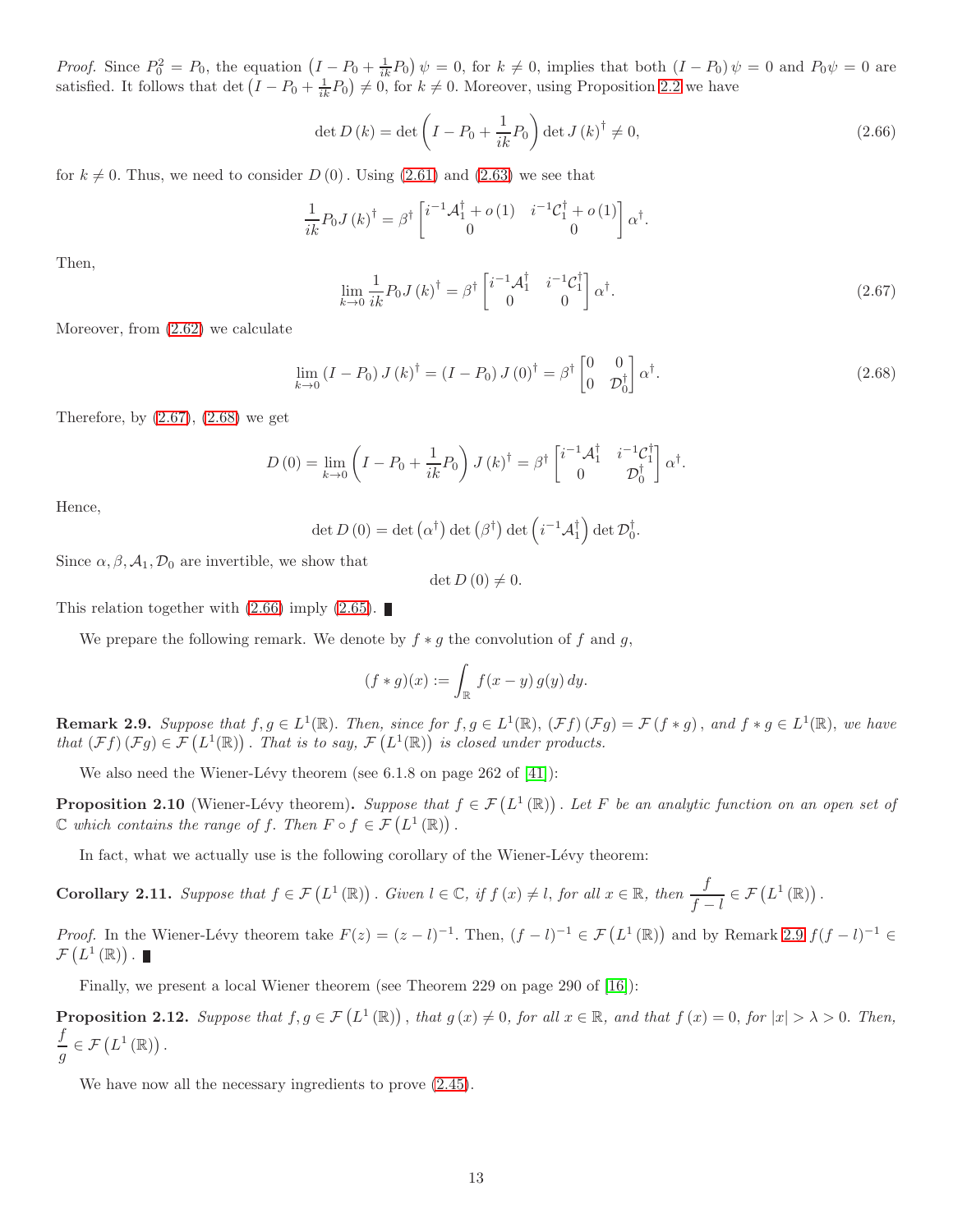*Proof.* Since $P_0^2 = P_0$, the equation $\left(I - P_0 + \frac{1}{ik}P_0\right)\psi = 0$, for $k \neq 0$, implies that both $(I - P_0)\psi = 0$ and $P_0\psi = 0$ are satisfied. It follows that $\det\left(I - P_0 + \frac{1}{ik}P_0\right) \neq 0$, for $k \neq 0$. Moreover, using Proposition 2.2 we have

$$\det D(k) = \det\left(I - P_0 + \frac{1}{ik}P_0\right)\det J(k)^\dagger \neq 0, \tag{2.66}$$

for $k \neq 0$. Thus, we need to consider $D(0)$. Using (2.61) and (2.63) we see that

$$\frac{1}{ik}P_0 J(k)^\dagger = \beta^\dagger \begin{bmatrix} i^{-1}\mathcal{A}_1^\dagger + o(1) & i^{-1}\mathcal{C}_1^\dagger + o(1) \\ 0 & 0 \end{bmatrix} \alpha^\dagger.$$

Then,

$$\lim_{k\to 0}\frac{1}{ik}P_0 J(k)^\dagger = \beta^\dagger \begin{bmatrix} i^{-1}\mathcal{A}_1^\dagger & i^{-1}\mathcal{C}_1^\dagger \\ 0 & 0 \end{bmatrix} \alpha^\dagger. \tag{2.67}$$

Moreover, from (2.62) we calculate

$$\lim_{k\to 0}(I - P_0)J(k)^\dagger = (I - P_0)J(0)^\dagger = \beta^\dagger \begin{bmatrix} 0 & 0 \\ 0 & \mathcal{D}_0^\dagger \end{bmatrix} \alpha^\dagger. \tag{2.68}$$

Therefore, by (2.67), (2.68) we get

$$D(0) = \lim_{k\to 0}\left(I - P_0 + \frac{1}{ik}P_0\right)J(k)^\dagger = \beta^\dagger \begin{bmatrix} i^{-1}\mathcal{A}_1^\dagger & i^{-1}\mathcal{C}_1^\dagger \\ 0 & \mathcal{D}_0^\dagger \end{bmatrix} \alpha^\dagger.$$

Hence,

$$\det D(0) = \det\left(\alpha^\dagger\right)\det\left(\beta^\dagger\right)\det\left(i^{-1}\mathcal{A}_1^\dagger\right)\det\mathcal{D}_0^\dagger.$$

Since $\alpha, \beta, \mathcal{A}_1, \mathcal{D}_0$ are invertible, we show that

$$\det D(0) \neq 0.$$

This relation together with (2.66) imply (2.65). ∎

We prepare the following remark. We denote by $f * g$ the convolution of $f$ and $g$,

$$(f * g)(x) := \int_{\mathbb{R}} f(x - y)\, g(y)\, dy.$$

**Remark 2.9.** *Suppose that $f, g \in L^1(\mathbb{R})$. Then, since for $f, g \in L^1(\mathbb{R})$, $(\mathcal{F}f)(\mathcal{F}g) = \mathcal{F}(f * g)$, and $f * g \in L^1(\mathbb{R})$, we have that $(\mathcal{F}f)(\mathcal{F}g) \in \mathcal{F}\left(L^1(\mathbb{R})\right)$. That is to say, $\mathcal{F}\left(L^1(\mathbb{R})\right)$ is closed under products.*

We also need the Wiener-Lévy theorem (see 6.1.8 on page 262 of [41]):

**Proposition 2.10** (Wiener-Lévy theorem)**.** *Suppose that $f \in \mathcal{F}\left(L^1(\mathbb{R})\right)$. Let $F$ be an analytic function on an open set of $\mathbb{C}$ which contains the range of $f$. Then $F \circ f \in \mathcal{F}\left(L^1(\mathbb{R})\right)$.*

In fact, what we actually use is the following corollary of the Wiener-Lévy theorem:

**Corollary 2.11.** *Suppose that $f \in \mathcal{F}\left(L^1(\mathbb{R})\right)$. Given $l \in \mathbb{C}$, if $f(x) \neq l$, for all $x \in \mathbb{R}$, then $\dfrac{f}{f - l} \in \mathcal{F}\left(L^1(\mathbb{R})\right)$.*

*Proof.* In the Wiener-Lévy theorem take $F(z) = (z - l)^{-1}$. Then, $(f - l)^{-1} \in \mathcal{F}\left(L^1(\mathbb{R})\right)$ and by Remark 2.9 $f(f - l)^{-1} \in \mathcal{F}\left(L^1(\mathbb{R})\right)$. ∎

Finally, we present a local Wiener theorem (see Theorem 229 on page 290 of [16]):

**Proposition 2.12.** *Suppose that $f, g \in \mathcal{F}\left(L^1(\mathbb{R})\right)$, that $g(x) \neq 0$, for all $x \in \mathbb{R}$, and that $f(x) = 0$, for $|x| > \lambda > 0$. Then, $\dfrac{f}{g} \in \mathcal{F}\left(L^1(\mathbb{R})\right)$.*

We have now all the necessary ingredients to prove (2.45).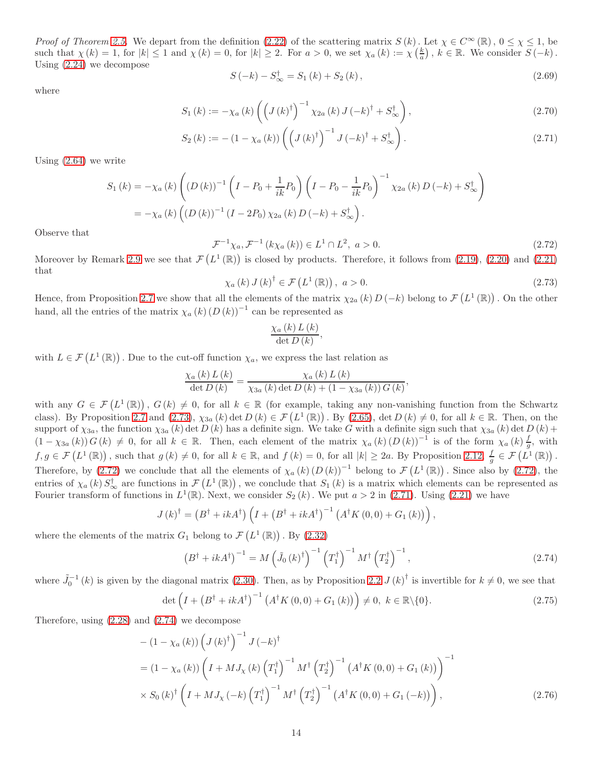*Proof of Theorem 2.5.* We depart from the definition (2.22) of the scattering matrix $S(k)$. Let $\chi \in C^{\infty}(\mathbb{R})$, $0 \leq \chi \leq 1$, be such that $\chi(k) = 1$, for $|k| \leq 1$ and $\chi(k) = 0$, for $|k| \geq 2$. For $a > 0$, we set $\chi_a(k) := \chi\left(\frac{k}{a}\right)$, $k \in \mathbb{R}$. We consider $S(-k)$. Using (2.24) we decompose

$$S(-k) - S_{\infty}^{\dagger} = S_1(k) + S_2(k), \tag{2.69}$$

where

$$S_1(k) := -\chi_a(k)\left(\left(J(k)^{\dagger}\right)^{-1}\chi_{2a}(k)\,J(-k)^{\dagger} + S_{\infty}^{\dagger}\right), \tag{2.70}$$

$$S_2(k) := -(1-\chi_a(k))\left(\left(J(k)^{\dagger}\right)^{-1}J(-k)^{\dagger} + S_{\infty}^{\dagger}\right). \tag{2.71}$$

Using (2.64) we write

$$\begin{aligned}
S_1(k) &= -\chi_a(k)\left((D(k))^{-1}\left(I - P_0 + \frac{1}{ik}P_0\right)\left(I - P_0 - \frac{1}{ik}P_0\right)^{-1}\chi_{2a}(k)\,D(-k) + S_{\infty}^{\dagger}\right) \\
&= -\chi_a(k)\left((D(k))^{-1}(I - 2P_0)\,\chi_{2a}(k)\,D(-k) + S_{\infty}^{\dagger}\right).
\end{aligned}$$

Observe that

$$\mathcal{F}^{-1}\chi_a, \mathcal{F}^{-1}(k\chi_a(k)) \in L^1 \cap L^2, \ a > 0. \tag{2.72}$$

Moreover by Remark 2.9 we see that $\mathcal{F}\left(L^1(\mathbb{R})\right)$ is closed by products. Therefore, it follows from (2.19), (2.20) and (2.21) that

$$\chi_a(k)\,J(k)^{\dagger} \in \mathcal{F}\left(L^1(\mathbb{R})\right), \ a > 0. \tag{2.73}$$

Hence, from Proposition 2.7 we show that all the elements of the matrix $\chi_{2a}(k)\,D(-k)$ belong to $\mathcal{F}\left(L^1(\mathbb{R})\right)$. On the other hand, all the entries of the matrix $\chi_a(k)\,(D(k))^{-1}$ can be represented as

$$\frac{\chi_a(k)\,L(k)}{\det D(k)},$$

with $L \in \mathcal{F}\left(L^1(\mathbb{R})\right)$. Due to the cut-off function $\chi_a$, we express the last relation as

$$\frac{\chi_a(k)\,L(k)}{\det D(k)} = \frac{\chi_a(k)\,L(k)}{\chi_{3a}(k)\det D(k) + (1-\chi_{3a}(k))\,G(k)},$$

with any $G \in \mathcal{F}\left(L^1(\mathbb{R})\right)$, $G(k) \neq 0$, for all $k \in \mathbb{R}$ (for example, taking any non-vanishing function from the Schwartz class). By Proposition 2.7 and (2.73), $\chi_{3a}(k)\det D(k) \in \mathcal{F}\left(L^1(\mathbb{R})\right)$. By (2.65), $\det D(k) \neq 0$, for all $k \in \mathbb{R}$. Then, on the support of $\chi_{3a}$, the function $\chi_{3a}(k)\det D(k)$ has a definite sign. We take $G$ with a definite sign such that $\chi_{3a}(k)\det D(k) + (1-\chi_{3a}(k))\,G(k) \neq 0$, for all $k \in \mathbb{R}$. Then, each element of the matrix $\chi_a(k)\,(D(k))^{-1}$ is of the form $\chi_a(k)\,\frac{f}{g}$, with $f, g \in \mathcal{F}\left(L^1(\mathbb{R})\right)$, such that $g(k) \neq 0$, for all $k \in \mathbb{R}$, and $f(k) = 0$, for all $|k| \geq 2a$. By Proposition 2.12, $\frac{f}{g} \in \mathcal{F}\left(L^1(\mathbb{R})\right)$. Therefore, by (2.72) we conclude that all the elements of $\chi_a(k)\,(D(k))^{-1}$ belong to $\mathcal{F}\left(L^1(\mathbb{R})\right)$. Since also by (2.72), the entries of $\chi_a(k)\,S_{\infty}^{\dagger}$ are functions in $\mathcal{F}\left(L^1(\mathbb{R})\right)$, we conclude that $S_1(k)$ is a matrix which elements can be represented as Fourier transform of functions in $L^1(\mathbb{R})$. Next, we consider $S_2(k)$. We put $a > 2$ in (2.71). Using (2.21) we have

$$J(k)^{\dagger} = \left(B^{\dagger} + ikA^{\dagger}\right)\left(I + \left(B^{\dagger} + ikA^{\dagger}\right)^{-1}\left(A^{\dagger}K(0,0) + G_1(k)\right)\right),$$

where the elements of the matrix $G_1$ belong to $\mathcal{F}\left(L^1(\mathbb{R})\right)$. By (2.32)

$$\left(B^{\dagger} + ikA^{\dagger}\right)^{-1} = M\left(\tilde{J}_0(k)^{\dagger}\right)^{-1}\left(T_1^{\dagger}\right)^{-1}M^{\dagger}\left(T_2^{\dagger}\right)^{-1}, \tag{2.74}$$

where $\tilde{J}_0^{-1}(k)$ is given by the diagonal matrix (2.30). Then, as by Proposition 2.2 $J(k)^{\dagger}$ is invertible for $k \neq 0$, we see that

$$\det\left(I + \left(B^{\dagger} + ikA^{\dagger}\right)^{-1}\left(A^{\dagger}K(0,0) + G_1(k)\right)\right) \neq 0, \ k \in \mathbb{R}\backslash\{0\}. \tag{2.75}$$

Therefore, using (2.28) and (2.74) we decompose

$$\begin{aligned}
&-(1-\chi_a(k))\left(J(k)^{\dagger}\right)^{-1}J(-k)^{\dagger} \\
&= (1-\chi_a(k))\left(I + MJ_{\chi}(k)\left(T_1^{\dagger}\right)^{-1}M^{\dagger}\left(T_2^{\dagger}\right)^{-1}\left(A^{\dagger}K(0,0) + G_1(k)\right)\right)^{-1} \\
&\times S_0(k)^{\dagger}\left(I + MJ_{\chi}(-k)\left(T_1^{\dagger}\right)^{-1}M^{\dagger}\left(T_2^{\dagger}\right)^{-1}\left(A^{\dagger}K(0,0) + G_1(-k)\right)\right),
\end{aligned} \tag{2.76}$$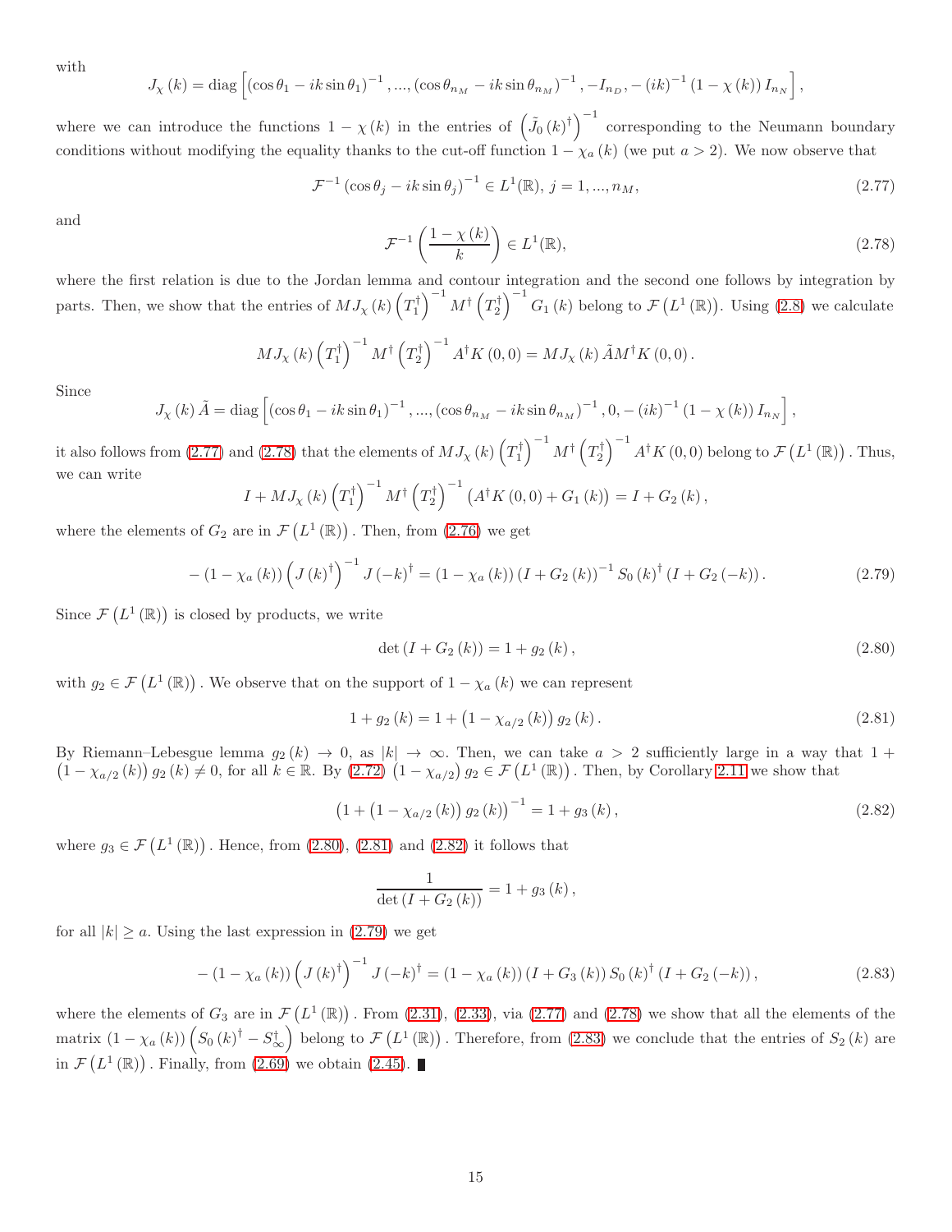with

$$J_{\chi}(k) = \operatorname{diag}\left[ (\cos\theta_1 - ik\sin\theta_1)^{-1}, ..., (\cos\theta_{n_M} - ik\sin\theta_{n_M})^{-1}, -I_{n_D}, -(ik)^{-1}(1-\chi(k)) I_{n_N} \right],$$

where we can introduce the functions $1-\chi(k)$ in the entries of $\left(\tilde{J}_0(k)^{\dagger}\right)^{-1}$ corresponding to the Neumann boundary conditions without modifying the equality thanks to the cut-off function $1-\chi_a(k)$ (we put $a>2$). We now observe that

$$\mathcal{F}^{-1}(\cos\theta_j - ik\sin\theta_j)^{-1} \in L^1(\mathbb{R}),\ j=1,...,n_M, \tag{2.77}$$

and

$$\mathcal{F}^{-1}\left(\frac{1-\chi(k)}{k}\right) \in L^1(\mathbb{R}), \tag{2.78}$$

where the first relation is due to the Jordan lemma and contour integration and the second one follows by integration by parts. Then, we show that the entries of $MJ_{\chi}(k)\left(T_1^{\dagger}\right)^{-1}M^{\dagger}\left(T_2^{\dagger}\right)^{-1}G_1(k)$ belong to $\mathcal{F}\left(L^1(\mathbb{R})\right)$. Using (2.8) we calculate

$$MJ_{\chi}(k)\left(T_1^{\dagger}\right)^{-1}M^{\dagger}\left(T_2^{\dagger}\right)^{-1}A^{\dagger}K(0,0) = MJ_{\chi}(k)\tilde{A}M^{\dagger}K(0,0).$$

Since

$$J_{\chi}(k)\tilde{A} = \operatorname{diag}\left[ (\cos\theta_1 - ik\sin\theta_1)^{-1}, ..., (\cos\theta_{n_M} - ik\sin\theta_{n_M})^{-1}, 0, -(ik)^{-1}(1-\chi(k)) I_{n_N} \right],$$

it also follows from (2.77) and (2.78) that the elements of $MJ_{\chi}(k)\left(T_1^{\dagger}\right)^{-1}M^{\dagger}\left(T_2^{\dagger}\right)^{-1}A^{\dagger}K(0,0)$ belong to $\mathcal{F}\left(L^1(\mathbb{R})\right)$. Thus, we can write

$$I + MJ_{\chi}(k)\left(T_1^{\dagger}\right)^{-1}M^{\dagger}\left(T_2^{\dagger}\right)^{-1}\left(A^{\dagger}K(0,0) + G_1(k)\right) = I + G_2(k),$$

where the elements of $G_2$ are in $\mathcal{F}\left(L^1(\mathbb{R})\right)$. Then, from (2.76) we get

$$-(1-\chi_a(k))\left(J(k)^{\dagger}\right)^{-1}J(-k)^{\dagger} = (1-\chi_a(k))(I+G_2(k))^{-1}S_0(k)^{\dagger}(I+G_2(-k)). \tag{2.79}$$

Since $\mathcal{F}\left(L^1(\mathbb{R})\right)$ is closed by products, we write

$$\det(I+G_2(k)) = 1 + g_2(k), \tag{2.80}$$

with $g_2 \in \mathcal{F}\left(L^1(\mathbb{R})\right)$. We observe that on the support of $1-\chi_a(k)$ we can represent

$$1 + g_2(k) = 1 + \left(1-\chi_{a/2}(k)\right)g_2(k). \tag{2.81}$$

By Riemann–Lebesgue lemma $g_2(k) \to 0$, as $|k| \to \infty$. Then, we can take $a > 2$ sufficiently large in a way that $1 + \left(1-\chi_{a/2}(k)\right)g_2(k) \neq 0$, for all $k \in \mathbb{R}$. By (2.72) $\left(1-\chi_{a/2}\right)g_2 \in \mathcal{F}\left(L^1(\mathbb{R})\right)$. Then, by Corollary 2.11 we show that

$$\left(1 + \left(1-\chi_{a/2}(k)\right)g_2(k)\right)^{-1} = 1 + g_3(k), \tag{2.82}$$

where $g_3 \in \mathcal{F}\left(L^1(\mathbb{R})\right)$. Hence, from (2.80), (2.81) and (2.82) it follows that

$$\frac{1}{\det(I+G_2(k))} = 1 + g_3(k),$$

for all $|k| \geq a$. Using the last expression in (2.79) we get

$$-(1-\chi_a(k))\left(J(k)^{\dagger}\right)^{-1}J(-k)^{\dagger} = (1-\chi_a(k))(I+G_3(k))S_0(k)^{\dagger}(I+G_2(-k)), \tag{2.83}$$

where the elements of $G_3$ are in $\mathcal{F}\left(L^1(\mathbb{R})\right)$. From (2.31), (2.33), via (2.77) and (2.78) we show that all the elements of the matrix $(1-\chi_a(k))\left(S_0(k)^{\dagger} - S_{\infty}^{\dagger}\right)$ belong to $\mathcal{F}\left(L^1(\mathbb{R})\right)$. Therefore, from (2.83) we conclude that the entries of $S_2(k)$ are in $\mathcal{F}\left(L^1(\mathbb{R})\right)$. Finally, from (2.69) we obtain (2.45). ∎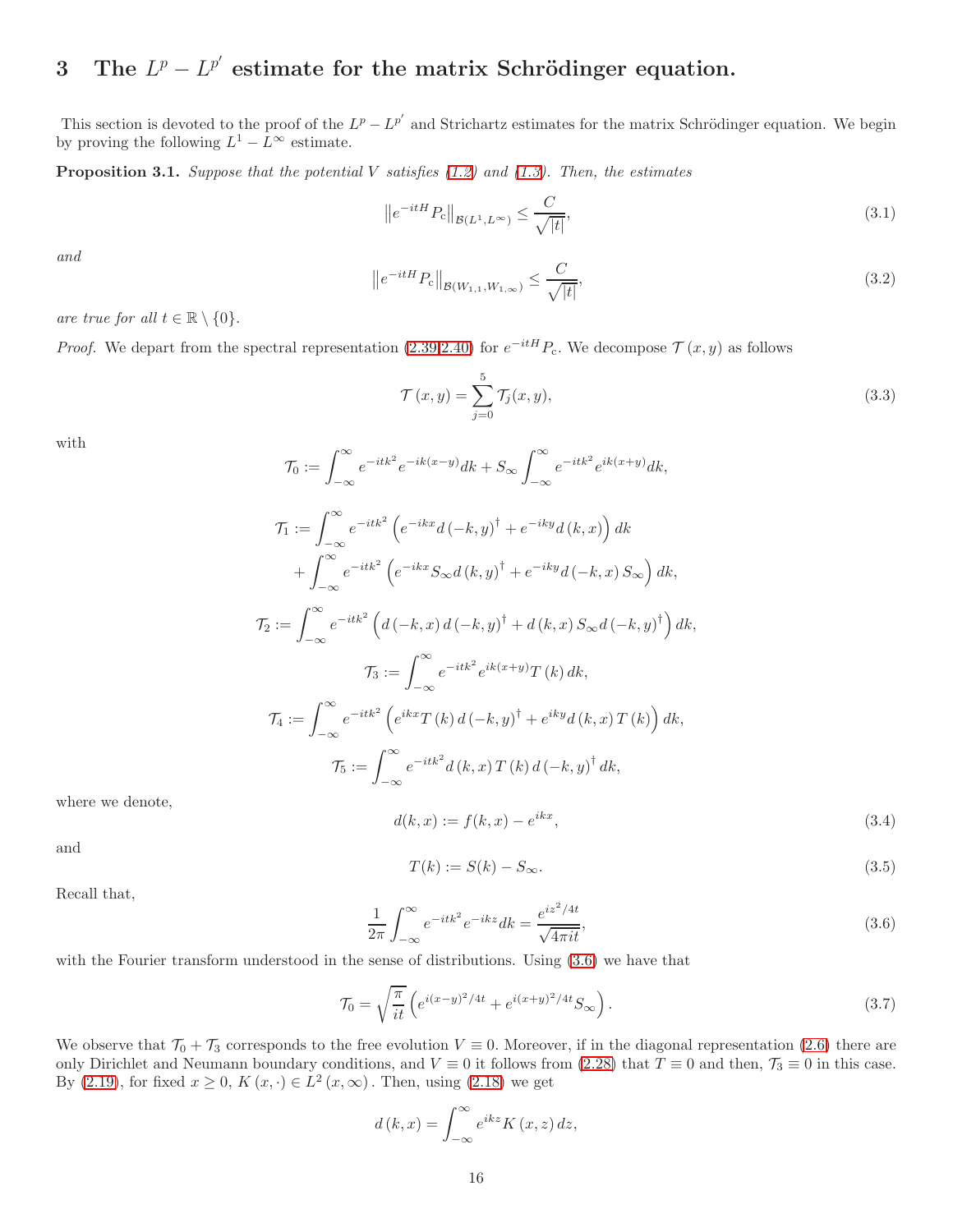## 3 The $L^p - L^{p'}$ estimate for the matrix Schrödinger equation.

This section is devoted to the proof of the $L^p - L^{p'}$ and Strichartz estimates for the matrix Schrödinger equation. We begin by proving the following $L^1 - L^\infty$ estimate.

**Proposition 3.1.** *Suppose that the potential $V$ satisfies (1.2) and (1.3). Then, the estimates*

$$\left\| e^{-itH} P_{\rm c} \right\|_{\mathcal{B}(L^1, L^\infty)} \leq \frac{C}{\sqrt{|t|}}, \tag{3.1}$$

*and*

$$\left\| e^{-itH} P_{\rm c} \right\|_{\mathcal{B}(W_{1,1}, W_{1,\infty})} \leq \frac{C}{\sqrt{|t|}}, \tag{3.2}$$

*are true for all $t \in \mathbb{R} \setminus \{0\}$.*

*Proof.* We depart from the spectral representation (2.39,2.40) for $e^{-itH}P_{\rm c}$. We decompose $\mathcal{T}(x,y)$ as follows

$$\mathcal{T}(x,y) = \sum_{j=0}^{5} \mathcal{T}_j(x,y), \tag{3.3}$$

with

$$\mathcal{T}_0 := \int_{-\infty}^{\infty} e^{-itk^2} e^{-ik(x-y)} dk + S_\infty \int_{-\infty}^{\infty} e^{-itk^2} e^{ik(x+y)} dk,$$

$$\mathcal{T}_1 := \int_{-\infty}^{\infty} e^{-itk^2} \left( e^{-ikx} d(-k,y)^\dagger + e^{-iky} d(k,x) \right) dk$$
$$+ \int_{-\infty}^{\infty} e^{-itk^2} \left( e^{-ikx} S_\infty d(k,y)^\dagger + e^{-iky} d(-k,x) S_\infty \right) dk,$$

$$\mathcal{T}_2 := \int_{-\infty}^{\infty} e^{-itk^2} \left( d(-k,x) d(-k,y)^\dagger + d(k,x) S_\infty d(-k,y)^\dagger \right) dk,$$

$$\mathcal{T}_3 := \int_{-\infty}^{\infty} e^{-itk^2} e^{ik(x+y)} T(k) \, dk,$$

$$\mathcal{T}_4 := \int_{-\infty}^{\infty} e^{-itk^2} \left( e^{ikx} T(k) d(-k,y)^\dagger + e^{iky} d(k,x) T(k) \right) dk,$$

$$\mathcal{T}_5 := \int_{-\infty}^{\infty} e^{-itk^2} d(k,x) T(k) d(-k,y)^\dagger \, dk,$$

where we denote,

$$d(k,x) := f(k,x) - e^{ikx}, \tag{3.4}$$

and

$$T(k) := S(k) - S_\infty. \tag{3.5}$$

Recall that,

$$\frac{1}{2\pi} \int_{-\infty}^{\infty} e^{-itk^2} e^{-ikz} dk = \frac{e^{iz^2/4t}}{\sqrt{4\pi i t}}, \tag{3.6}$$

with the Fourier transform understood in the sense of distributions. Using (3.6) we have that

$$\mathcal{T}_0 = \sqrt{\frac{\pi}{it}} \left( e^{i(x-y)^2/4t} + e^{i(x+y)^2/4t} S_\infty \right). \tag{3.7}$$

We observe that $\mathcal{T}_0 + \mathcal{T}_3$ corresponds to the free evolution $V \equiv 0$. Moreover, if in the diagonal representation (2.6) there are only Dirichlet and Neumann boundary conditions, and $V \equiv 0$ it follows from (2.28) that $T \equiv 0$ and then, $\mathcal{T}_3 \equiv 0$ in this case. By (2.19), for fixed $x \geq 0$, $K(x, \cdot) \in L^2(x, \infty)$. Then, using (2.18) we get

$$d(k,x) = \int_{-\infty}^{\infty} e^{ikz} K(x,z) \, dz,$$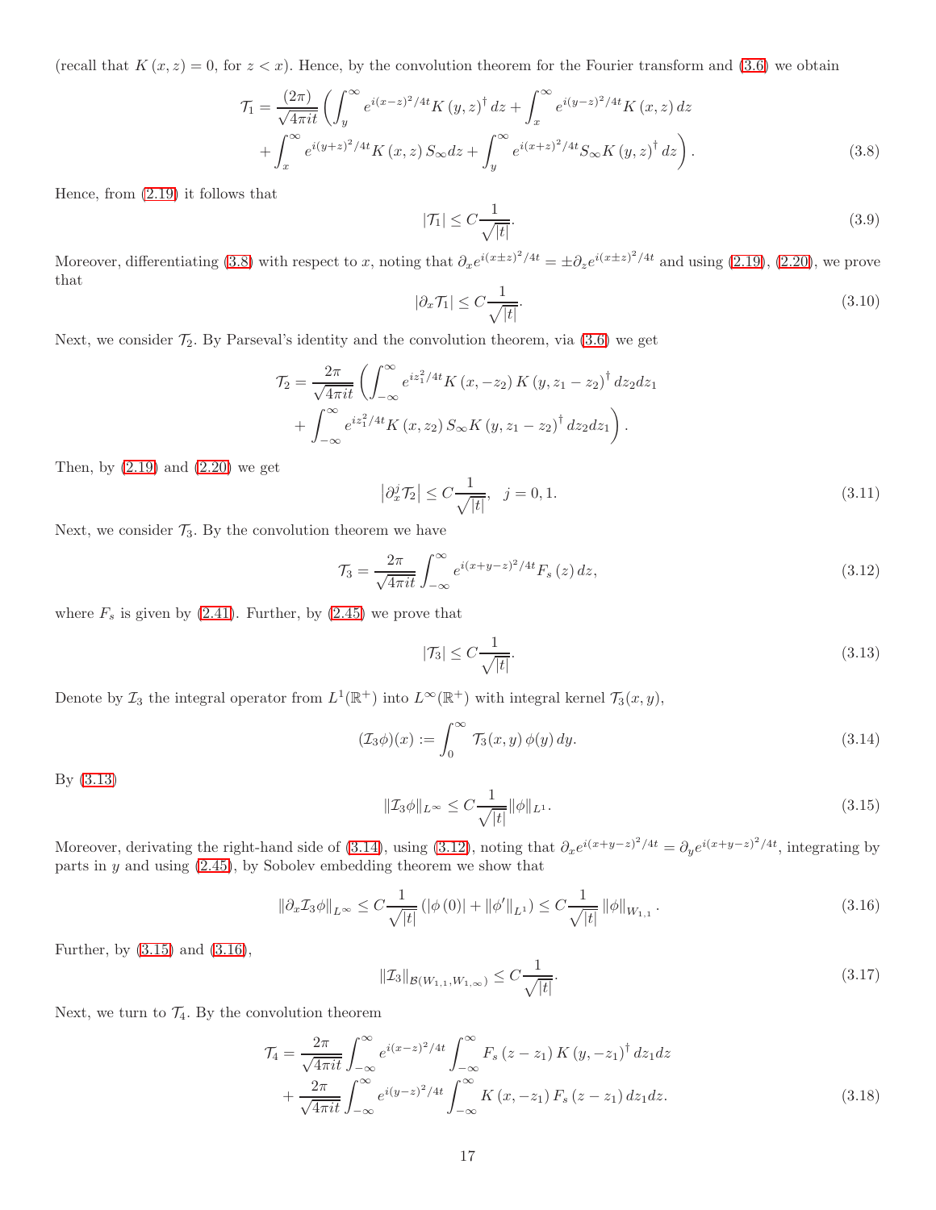(recall that $K(x,z)=0$, for $z<x$). Hence, by the convolution theorem for the Fourier transform and (3.6) we obtain

$$\mathcal{T}_1 = \frac{(2\pi)}{\sqrt{4\pi i t}}\left(\int_y^\infty e^{i(x-z)^2/4t} K(y,z)^\dagger\, dz + \int_x^\infty e^{i(y-z)^2/4t} K(x,z)\, dz \right.$$
$$\left. + \int_x^\infty e^{i(y+z)^2/4t} K(x,z)\, S_\infty dz + \int_y^\infty e^{i(x+z)^2/4t} S_\infty K(y,z)^\dagger\, dz\right). \tag{3.8}$$

Hence, from (2.19) it follows that

$$|\mathcal{T}_1| \leq C\frac{1}{\sqrt{|t|}}. \tag{3.9}$$

Moreover, differentiating (3.8) with respect to $x$, noting that $\partial_x e^{i(x\pm z)^2/4t} = \pm\partial_z e^{i(x\pm z)^2/4t}$ and using (2.19), (2.20), we prove that

$$|\partial_x \mathcal{T}_1| \leq C\frac{1}{\sqrt{|t|}}. \tag{3.10}$$

Next, we consider $\mathcal{T}_2$. By Parseval's identity and the convolution theorem, via (3.6) we get

$$\mathcal{T}_2 = \frac{2\pi}{\sqrt{4\pi i t}}\left(\int_{-\infty}^\infty e^{iz_1^2/4t} K(x,-z_2)\, K(y,z_1-z_2)^\dagger\, dz_2 dz_1 \right.$$
$$\left. + \int_{-\infty}^\infty e^{iz_1^2/4t} K(x,z_2)\, S_\infty K(y,z_1-z_2)^\dagger\, dz_2 dz_1\right).$$

Then, by (2.19) and (2.20) we get

$$\left|\partial_x^j \mathcal{T}_2\right| \leq C\frac{1}{\sqrt{|t|}}, \quad j=0,1. \tag{3.11}$$

Next, we consider $\mathcal{T}_3$. By the convolution theorem we have

$$\mathcal{T}_3 = \frac{2\pi}{\sqrt{4\pi i t}}\int_{-\infty}^\infty e^{i(x+y-z)^2/4t} F_s(z)\, dz, \tag{3.12}$$

where $F_s$ is given by (2.41). Further, by (2.45) we prove that

$$|\mathcal{T}_3| \leq C\frac{1}{\sqrt{|t|}}. \tag{3.13}$$

Denote by $\mathcal{I}_3$ the integral operator from $L^1(\mathbb{R}^+)$ into $L^\infty(\mathbb{R}^+)$ with integral kernel $\mathcal{T}_3(x,y)$,

$$(\mathcal{I}_3\phi)(x) := \int_0^\infty \mathcal{T}_3(x,y)\,\phi(y)\, dy. \tag{3.14}$$

By (3.13)

$$\|\mathcal{I}_3\phi\|_{L^\infty} \leq C\frac{1}{\sqrt{|t|}}\|\phi\|_{L^1}. \tag{3.15}$$

Moreover, derivating the right-hand side of (3.14), using (3.12), noting that $\partial_x e^{i(x+y-z)^2/4t} = \partial_y e^{i(x+y-z)^2/4t}$, integrating by parts in $y$ and using (2.45), by Sobolev embedding theorem we show that

$$\|\partial_x \mathcal{I}_3\phi\|_{L^\infty} \leq C\frac{1}{\sqrt{|t|}}\left(|\phi(0)| + \|\phi'\|_{L^1}\right) \leq C\frac{1}{\sqrt{|t|}}\,\|\phi\|_{W_{1,1}}. \tag{3.16}$$

Further, by (3.15) and (3.16),

$$\|\mathcal{I}_3\|_{\mathcal{B}(W_{1,1},W_{1,\infty})} \leq C\frac{1}{\sqrt{|t|}}. \tag{3.17}$$

Next, we turn to $\mathcal{T}_4$. By the convolution theorem

$$\mathcal{T}_4 = \frac{2\pi}{\sqrt{4\pi i t}}\int_{-\infty}^\infty e^{i(x-z)^2/4t}\int_{-\infty}^\infty F_s(z-z_1)\, K(y,-z_1)^\dagger\, dz_1 dz$$
$$+ \frac{2\pi}{\sqrt{4\pi i t}}\int_{-\infty}^\infty e^{i(y-z)^2/4t}\int_{-\infty}^\infty K(x,-z_1)\, F_s(z-z_1)\, dz_1 dz. \tag{3.18}$$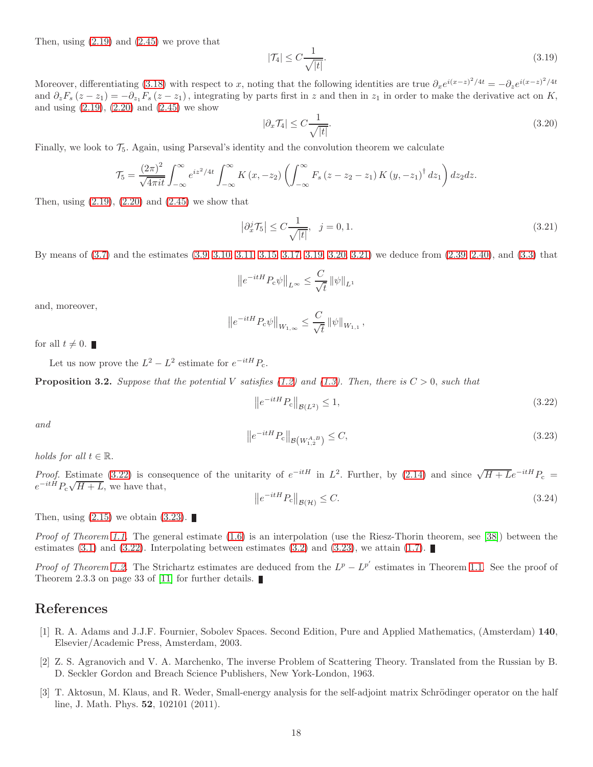Then, using (2.19) and (2.45) we prove that

$$|\mathcal{T}_4| \leq C\frac{1}{\sqrt{|t|}}. \tag{3.19}$$

Moreover, differentiating (3.18) with respect to $x$, noting that the following identities are true $\partial_x e^{i(x-z)^2/4t} = -\partial_z e^{i(x-z)^2/4t}$ and $\partial_z F_s(z-z_1) = -\partial_{z_1} F_s(z-z_1)$, integrating by parts first in $z$ and then in $z_1$ in order to make the derivative act on $K$, and using (2.19), (2.20) and (2.45) we show

$$|\partial_x \mathcal{T}_4| \leq C\frac{1}{\sqrt{|t|}}. \tag{3.20}$$

Finally, we look to $\mathcal{T}_5$. Again, using Parseval's identity and the convolution theorem we calculate

$$\mathcal{T}_5 = \frac{(2\pi)^2}{\sqrt{4\pi i t}} \int_{-\infty}^{\infty} e^{iz^2/4t} \int_{-\infty}^{\infty} K(x, -z_2) \left( \int_{-\infty}^{\infty} F_s(z - z_2 - z_1) K(y, -z_1)^{\dagger} dz_1 \right) dz_2 dz.$$

Then, using (2.19), (2.20) and (2.45) we show that

$$\left|\partial_x^j \mathcal{T}_5\right| \leq C\frac{1}{\sqrt{|t|}}, \quad j = 0, 1. \tag{3.21}$$

By means of (3.7) and the estimates (3.9, 3.10, 3.11, 3.15, 3.17, 3.19, 3.20, 3.21) we deduce from (2.39, 2.40), and (3.3) that

$$\left\| e^{-itH} P_{\mathrm{c}} \psi \right\|_{L^\infty} \leq \frac{C}{\sqrt{t}} \|\psi\|_{L^1}$$

and, moreover,

$$\left\| e^{-itH} P_{\mathrm{c}} \psi \right\|_{W_{1,\infty}} \leq \frac{C}{\sqrt{t}} \|\psi\|_{W_{1,1}},$$

for all $t \neq 0$. ∎

Let us now prove the $L^2 - L^2$ estimate for $e^{-itH} P_{\mathrm{c}}$.

**Proposition 3.2.** *Suppose that the potential $V$ satisfies (1.2) and (1.3). Then, there is $C > 0$, such that*

$$\left\| e^{-itH} P_{\mathrm{c}} \right\|_{\mathcal{B}(L^2)} \leq 1, \tag{3.22}$$

*and*

$$\left\| e^{-itH} P_{\mathrm{c}} \right\|_{\mathcal{B}\left(W_{1,2}^{A,B}\right)} \leq C, \tag{3.23}$$

*holds for all $t \in \mathbb{R}$.*

*Proof.* Estimate (3.22) is consequence of the unitarity of $e^{-itH}$ in $L^2$. Further, by (2.14) and since $\sqrt{H+L}e^{-itH}P_{\mathrm{c}} = e^{-itH}P_{\mathrm{c}}\sqrt{H+L}$, we have that,

$$\left\| e^{-itH} P_{\mathrm{c}} \right\|_{\mathcal{B}(\mathcal{H})} \leq C. \tag{3.24}$$

Then, using (2.15) we obtain (3.23). ∎

*Proof of Theorem 1.1.* The general estimate (1.6) is an interpolation (use the Riesz-Thorin theorem, see [38]) between the estimates (3.1) and (3.22). Interpolating between estimates (3.2) and (3.23), we attain (1.7). ∎

*Proof of Theorem 1.2.* The Strichartz estimates are deduced from the $L^p - L^{p'}$ estimates in Theorem 1.1. See the proof of Theorem 2.3.3 on page 33 of [11] for further details. ∎

# References

[1] R. A. Adams and J.J.F. Fournier, Sobolev Spaces. Second Edition, Pure and Applied Mathematics, (Amsterdam) **140**, Elsevier/Academic Press, Amsterdam, 2003.

[2] Z. S. Agranovich and V. A. Marchenko, The inverse Problem of Scattering Theory. Translated from the Russian by B. D. Seckler Gordon and Breach Science Publishers, New York-London, 1963.

[3] T. Aktosun, M. Klaus, and R. Weder, Small-energy analysis for the self-adjoint matrix Schrödinger operator on the half line, J. Math. Phys. **52**, 102101 (2011).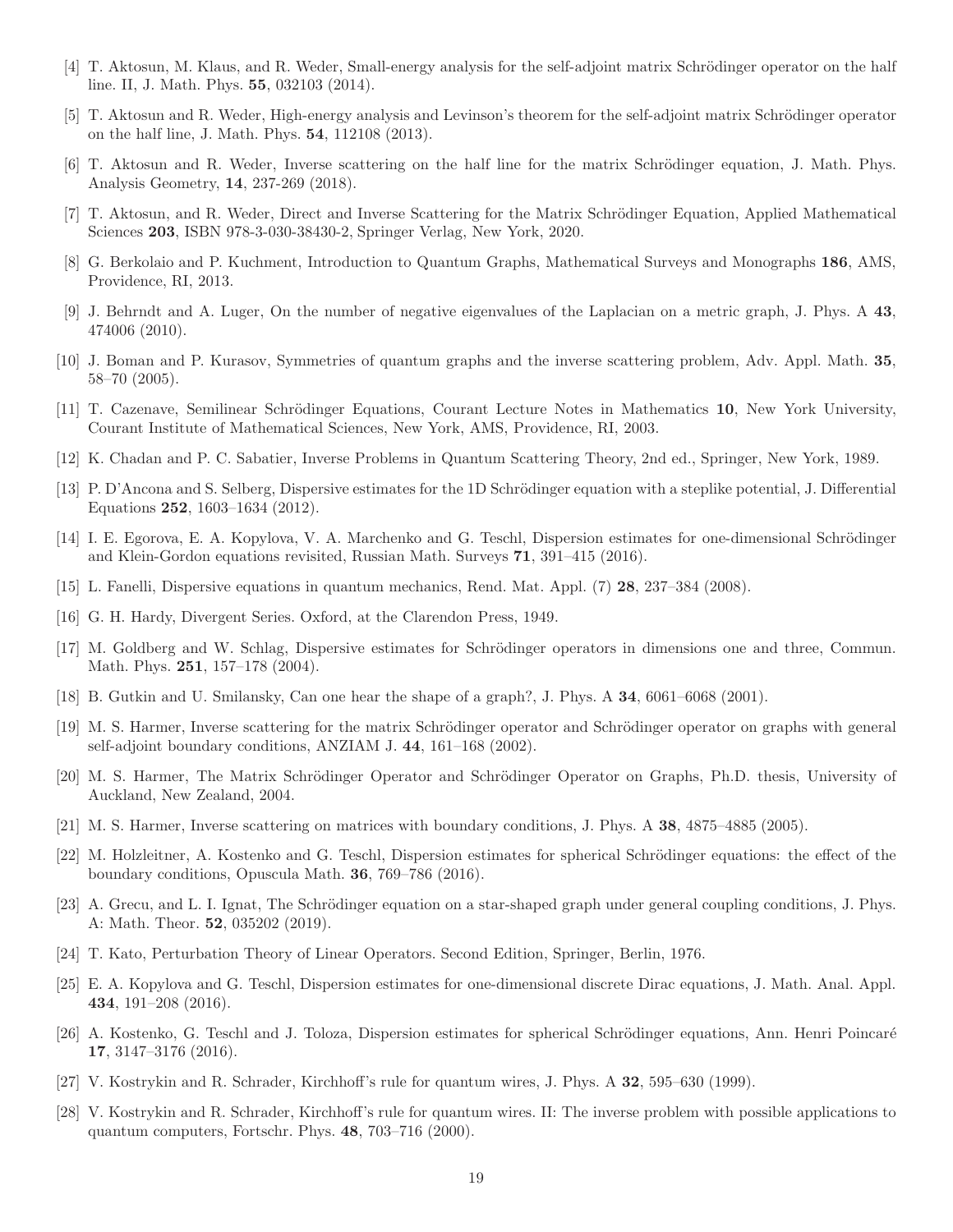[4] T. Aktosun, M. Klaus, and R. Weder, Small-energy analysis for the self-adjoint matrix Schrödinger operator on the half line. II, J. Math. Phys. **55**, 032103 (2014).

[5] T. Aktosun and R. Weder, High-energy analysis and Levinson's theorem for the self-adjoint matrix Schrödinger operator on the half line, J. Math. Phys. **54**, 112108 (2013).

[6] T. Aktosun and R. Weder, Inverse scattering on the half line for the matrix Schrödinger equation, J. Math. Phys. Analysis Geometry, **14**, 237-269 (2018).

[7] T. Aktosun, and R. Weder, Direct and Inverse Scattering for the Matrix Schrödinger Equation, Applied Mathematical Sciences **203**, ISBN 978-3-030-38430-2, Springer Verlag, New York, 2020.

[8] G. Berkolaio and P. Kuchment, Introduction to Quantum Graphs, Mathematical Surveys and Monographs **186**, AMS, Providence, RI, 2013.

[9] J. Behrndt and A. Luger, On the number of negative eigenvalues of the Laplacian on a metric graph, J. Phys. A **43**, 474006 (2010).

[10] J. Boman and P. Kurasov, Symmetries of quantum graphs and the inverse scattering problem, Adv. Appl. Math. **35**, 58–70 (2005).

[11] T. Cazenave, Semilinear Schrödinger Equations, Courant Lecture Notes in Mathematics **10**, New York University, Courant Institute of Mathematical Sciences, New York, AMS, Providence, RI, 2003.

[12] K. Chadan and P. C. Sabatier, Inverse Problems in Quantum Scattering Theory, 2nd ed., Springer, New York, 1989.

[13] P. D'Ancona and S. Selberg, Dispersive estimates for the 1D Schrödinger equation with a steplike potential, J. Differential Equations **252**, 1603–1634 (2012).

[14] I. E. Egorova, E. A. Kopylova, V. A. Marchenko and G. Teschl, Dispersion estimates for one-dimensional Schrödinger and Klein-Gordon equations revisited, Russian Math. Surveys **71**, 391–415 (2016).

[15] L. Fanelli, Dispersive equations in quantum mechanics, Rend. Mat. Appl. (7) **28**, 237–384 (2008).

[16] G. H. Hardy, Divergent Series. Oxford, at the Clarendon Press, 1949.

[17] M. Goldberg and W. Schlag, Dispersive estimates for Schrödinger operators in dimensions one and three, Commun. Math. Phys. **251**, 157–178 (2004).

[18] B. Gutkin and U. Smilansky, Can one hear the shape of a graph?, J. Phys. A **34**, 6061–6068 (2001).

[19] M. S. Harmer, Inverse scattering for the matrix Schrödinger operator and Schrödinger operator on graphs with general self-adjoint boundary conditions, ANZIAM J. **44**, 161–168 (2002).

[20] M. S. Harmer, The Matrix Schrödinger Operator and Schrödinger Operator on Graphs, Ph.D. thesis, University of Auckland, New Zealand, 2004.

[21] M. S. Harmer, Inverse scattering on matrices with boundary conditions, J. Phys. A **38**, 4875–4885 (2005).

[22] M. Holzleitner, A. Kostenko and G. Teschl, Dispersion estimates for spherical Schrödinger equations: the effect of the boundary conditions, Opuscula Math. **36**, 769–786 (2016).

[23] A. Grecu, and L. I. Ignat, The Schrödinger equation on a star-shaped graph under general coupling conditions, J. Phys. A: Math. Theor. **52**, 035202 (2019).

[24] T. Kato, Perturbation Theory of Linear Operators. Second Edition, Springer, Berlin, 1976.

[25] E. A. Kopylova and G. Teschl, Dispersion estimates for one-dimensional discrete Dirac equations, J. Math. Anal. Appl. **434**, 191–208 (2016).

[26] A. Kostenko, G. Teschl and J. Toloza, Dispersion estimates for spherical Schrödinger equations, Ann. Henri Poincaré **17**, 3147–3176 (2016).

[27] V. Kostrykin and R. Schrader, Kirchhoff's rule for quantum wires, J. Phys. A **32**, 595–630 (1999).

[28] V. Kostrykin and R. Schrader, Kirchhoff's rule for quantum wires. II: The inverse problem with possible applications to quantum computers, Fortschr. Phys. **48**, 703–716 (2000).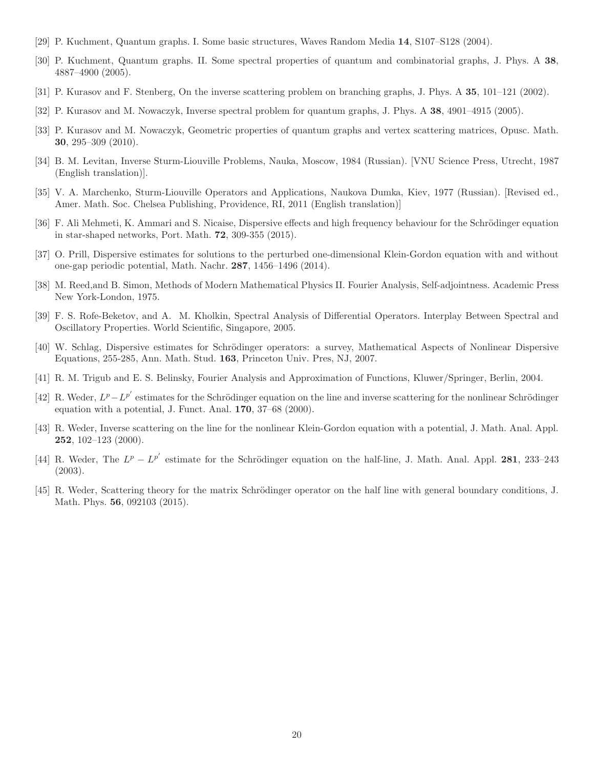[29] P. Kuchment, Quantum graphs. I. Some basic structures, Waves Random Media **14**, S107–S128 (2004).

[30] P. Kuchment, Quantum graphs. II. Some spectral properties of quantum and combinatorial graphs, J. Phys. A **38**, 4887–4900 (2005).

[31] P. Kurasov and F. Stenberg, On the inverse scattering problem on branching graphs, J. Phys. A **35**, 101–121 (2002).

[32] P. Kurasov and M. Nowaczyk, Inverse spectral problem for quantum graphs, J. Phys. A **38**, 4901–4915 (2005).

[33] P. Kurasov and M. Nowaczyk, Geometric properties of quantum graphs and vertex scattering matrices, Opusc. Math. **30**, 295–309 (2010).

[34] B. M. Levitan, Inverse Sturm-Liouville Problems, Nauka, Moscow, 1984 (Russian). [VNU Science Press, Utrecht, 1987 (English translation)].

[35] V. A. Marchenko, Sturm-Liouville Operators and Applications, Naukova Dumka, Kiev, 1977 (Russian). [Revised ed., Amer. Math. Soc. Chelsea Publishing, Providence, RI, 2011 (English translation)]

[36] F. Ali Mehmeti, K. Ammari and S. Nicaise, Dispersive effects and high frequency behaviour for the Schrödinger equation in star-shaped networks, Port. Math. **72**, 309-355 (2015).

[37] O. Prill, Dispersive estimates for solutions to the perturbed one-dimensional Klein-Gordon equation with and without one-gap periodic potential, Math. Nachr. **287**, 1456–1496 (2014).

[38] M. Reed,and B. Simon, Methods of Modern Mathematical Physics II. Fourier Analysis, Self-adjointness. Academic Press New York-London, 1975.

[39] F. S. Rofe-Beketov, and A. M. Kholkin, Spectral Analysis of Differential Operators. Interplay Between Spectral and Oscillatory Properties. World Scientific, Singapore, 2005.

[40] W. Schlag, Dispersive estimates for Schrödinger operators: a survey, Mathematical Aspects of Nonlinear Dispersive Equations, 255-285, Ann. Math. Stud. **163**, Princeton Univ. Pres, NJ, 2007.

[41] R. M. Trigub and E. S. Belinsky, Fourier Analysis and Approximation of Functions, Kluwer/Springer, Berlin, 2004.

[42] R. Weder, $L^p - L^{p'}$ estimates for the Schrödinger equation on the line and inverse scattering for the nonlinear Schrödinger equation with a potential, J. Funct. Anal. **170**, 37–68 (2000).

[43] R. Weder, Inverse scattering on the line for the nonlinear Klein-Gordon equation with a potential, J. Math. Anal. Appl. **252**, 102–123 (2000).

[44] R. Weder, The $L^p - L^{p'}$ estimate for the Schrödinger equation on the half-line, J. Math. Anal. Appl. **281**, 233–243 (2003).

[45] R. Weder, Scattering theory for the matrix Schrödinger operator on the half line with general boundary conditions, J. Math. Phys. **56**, 092103 (2015).